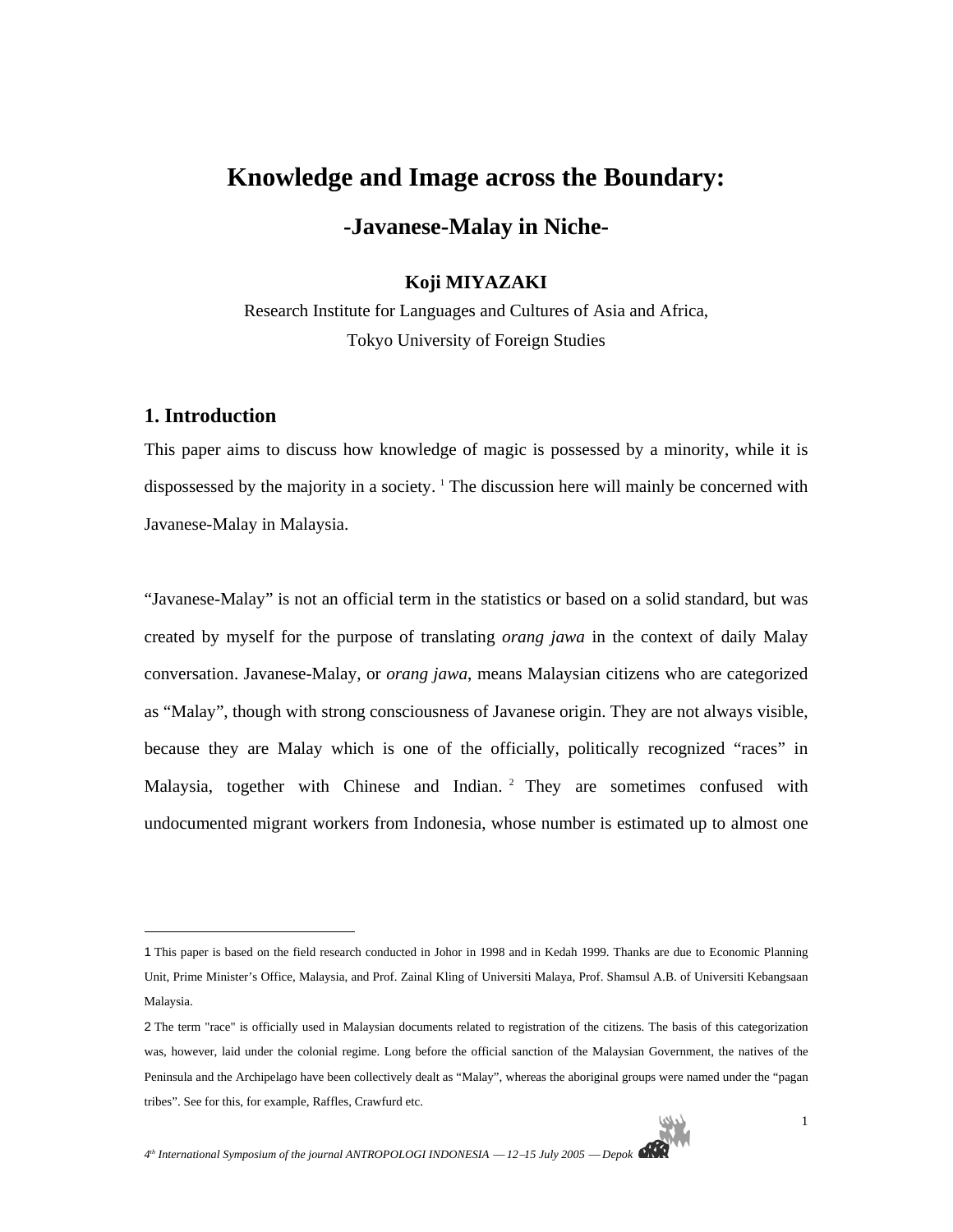# Knowledge and Image across the Boundary:

## -Javanese-Malay in Niche-

**Koji MIYAZAKI**

Research Institute for Languages and Cultures of Asia and Africa,

Tokyo University of Foreign Studies

## 1. Introduction

This paper aims to discuss how knowledge of magic is possessed by a minority, while it is dispossessed by the majority in a society. [1] The discussion here will mainly be concerned with Javanese-Malay in Malaysia.

"Javanese-Malay" is not an official term in the statistics or based on a solid standard, but was created by myself for the purpose of translating *orang jawa* in the context of daily Malay conversation. Javanese-Malay, or *orang jawa*, means Malaysian citizens who are categorized as "Malay", though with strong consciousness of Javanese origin. They are not always visible, because they are Malay which is one of the officially, politically recognized "races" in Malaysia, together with Chinese and Indian. [2] They are sometimes confused with undocumented migrant workers from Indonesia, whose number is estimated up to almost one

---

1 This paper is based on the field research conducted in Johor in 1998 and in Kedah 1999. Thanks are due to Economic Planning Unit, Prime Minister's Office, Malaysia, and Prof. Zainal Kling of Universiti Malaya, Prof. Shamsul A.B. of Universiti Kebangsaan Malaysia.

2 The term "race" is officially used in Malaysian documents related to registration of the citizens. The basis of this categorization was, however, laid under the colonial regime. Long before the official sanction of the Malaysian Government, the natives of the Peninsula and the Archipelago have been collectively dealt as "Malay", whereas the aboriginal groups were named under the "pagan tribes". See for this, for example, Raffles, Crawfurd etc.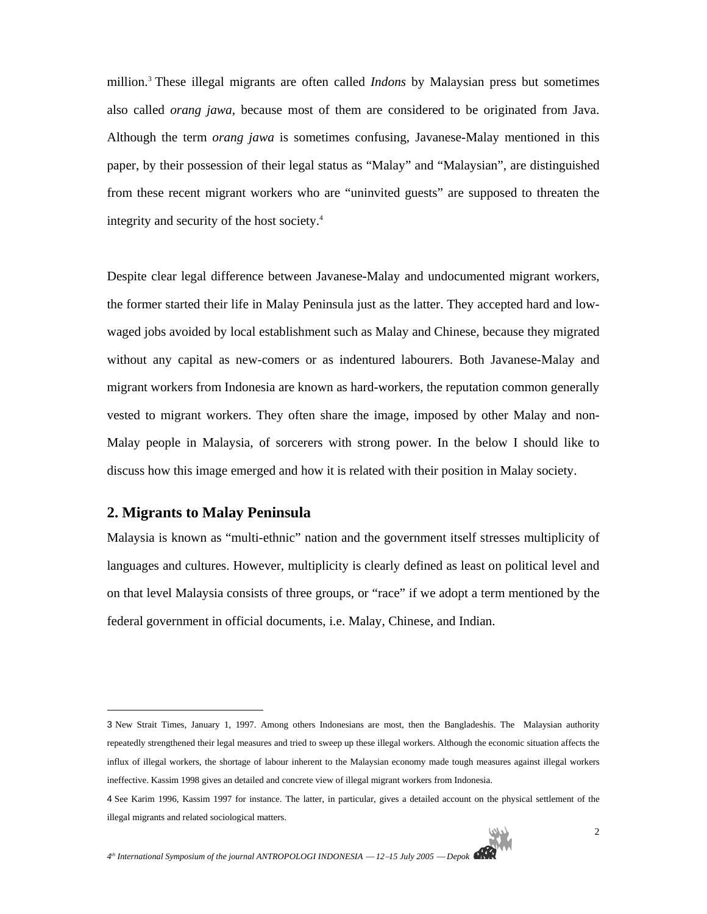million.[3] These illegal migrants are often called *Indons* by Malaysian press but sometimes also called *orang jawa*, because most of them are considered to be originated from Java. Although the term *orang jawa* is sometimes confusing, Javanese-Malay mentioned in this paper, by their possession of their legal status as "Malay" and "Malaysian", are distinguished from these recent migrant workers who are "uninvited guests" are supposed to threaten the integrity and security of the host society.[4]

Despite clear legal difference between Javanese-Malay and undocumented migrant workers, the former started their life in Malay Peninsula just as the latter. They accepted hard and low-waged jobs avoided by local establishment such as Malay and Chinese, because they migrated without any capital as new-comers or as indentured labourers. Both Javanese-Malay and migrant workers from Indonesia are known as hard-workers, the reputation common generally vested to migrant workers. They often share the image, imposed by other Malay and non-Malay people in Malaysia, of sorcerers with strong power. In the below I should like to discuss how this image emerged and how it is related with their position in Malay society.

## 2. Migrants to Malay Peninsula

Malaysia is known as "multi-ethnic" nation and the government itself stresses multiplicity of languages and cultures. However, multiplicity is clearly defined as least on political level and on that level Malaysia consists of three groups, or "race" if we adopt a term mentioned by the federal government in official documents, i.e. Malay, Chinese, and Indian.

---

3 New Strait Times, January 1, 1997. Among others Indonesians are most, then the Bangladeshis. The Malaysian authority repeatedly strengthened their legal measures and tried to sweep up these illegal workers. Although the economic situation affects the influx of illegal workers, the shortage of labour inherent to the Malaysian economy made tough measures against illegal workers ineffective. Kassim 1998 gives an detailed and concrete view of illegal migrant workers from Indonesia.

4 See Karim 1996, Kassim 1997 for instance. The latter, in particular, gives a detailed account on the physical settlement of the illegal migrants and related sociological matters.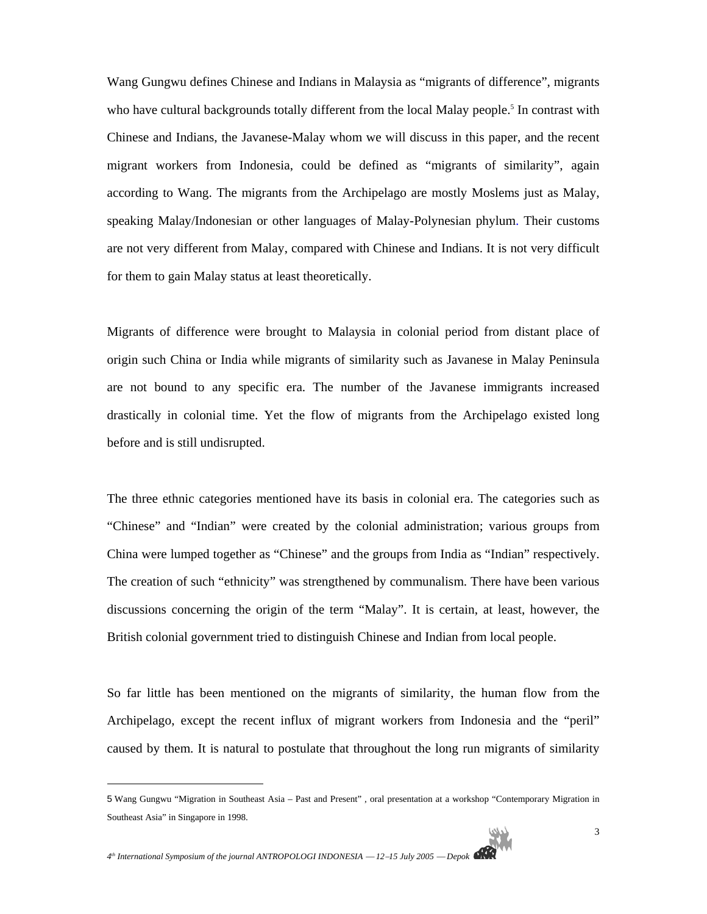Wang Gungwu defines Chinese and Indians in Malaysia as "migrants of difference", migrants who have cultural backgrounds totally different from the local Malay people.[5] In contrast with Chinese and Indians, the Javanese-Malay whom we will discuss in this paper, and the recent migrant workers from Indonesia, could be defined as "migrants of similarity", again according to Wang. The migrants from the Archipelago are mostly Moslems just as Malay, speaking Malay/Indonesian or other languages of Malay-Polynesian phylum. Their customs are not very different from Malay, compared with Chinese and Indians. It is not very difficult for them to gain Malay status at least theoretically.

Migrants of difference were brought to Malaysia in colonial period from distant place of origin such China or India while migrants of similarity such as Javanese in Malay Peninsula are not bound to any specific era. The number of the Javanese immigrants increased drastically in colonial time. Yet the flow of migrants from the Archipelago existed long before and is still undisrupted.

The three ethnic categories mentioned have its basis in colonial era. The categories such as "Chinese" and "Indian" were created by the colonial administration; various groups from China were lumped together as "Chinese" and the groups from India as "Indian" respectively. The creation of such "ethnicity" was strengthened by communalism. There have been various discussions concerning the origin of the term "Malay". It is certain, at least, however, the British colonial government tried to distinguish Chinese and Indian from local people.

So far little has been mentioned on the migrants of similarity, the human flow from the Archipelago, except the recent influx of migrant workers from Indonesia and the "peril" caused by them. It is natural to postulate that throughout the long run migrants of similarity

---

5 Wang Gungwu "Migration in Southeast Asia – Past and Present" , oral presentation at a workshop "Contemporary Migration in Southeast Asia" in Singapore in 1998.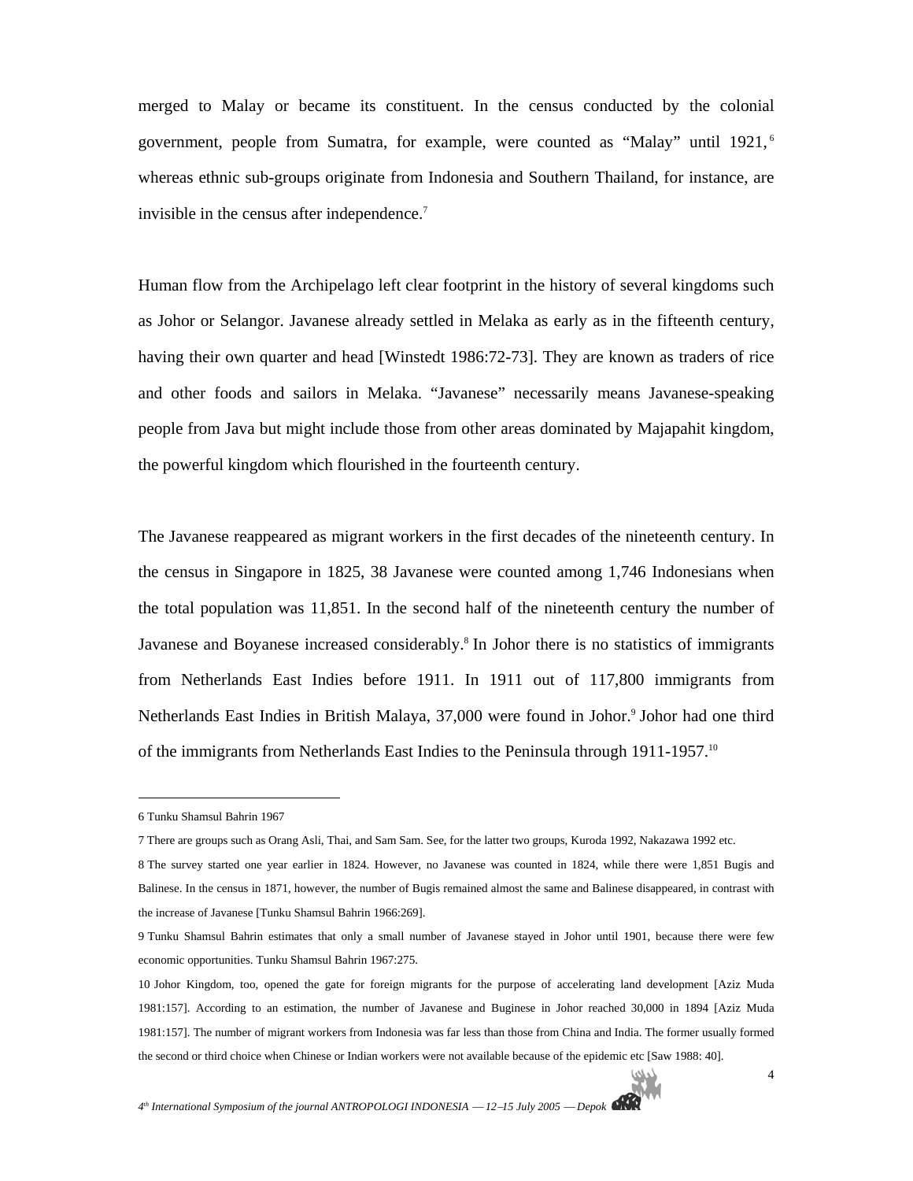merged to Malay or became its constituent. In the census conducted by the colonial government, people from Sumatra, for example, were counted as "Malay" until 1921,[6] whereas ethnic sub-groups originate from Indonesia and Southern Thailand, for instance, are invisible in the census after independence.[7]

Human flow from the Archipelago left clear footprint in the history of several kingdoms such as Johor or Selangor. Javanese already settled in Melaka as early as in the fifteenth century, having their own quarter and head [Winstedt 1986:72-73]. They are known as traders of rice and other foods and sailors in Melaka. "Javanese" necessarily means Javanese-speaking people from Java but might include those from other areas dominated by Majapahit kingdom, the powerful kingdom which flourished in the fourteenth century.

The Javanese reappeared as migrant workers in the first decades of the nineteenth century. In the census in Singapore in 1825, 38 Javanese were counted among 1,746 Indonesians when the total population was 11,851. In the second half of the nineteenth century the number of Javanese and Boyanese increased considerably.[8] In Johor there is no statistics of immigrants from Netherlands East Indies before 1911. In 1911 out of 117,800 immigrants from Netherlands East Indies in British Malaya, 37,000 were found in Johor.[9] Johor had one third of the immigrants from Netherlands East Indies to the Peninsula through 1911-1957.[10]

---

6 Tunku Shamsul Bahrin 1967

7 There are groups such as Orang Asli, Thai, and Sam Sam. See, for the latter two groups, Kuroda 1992, Nakazawa 1992 etc.

8 The survey started one year earlier in 1824. However, no Javanese was counted in 1824, while there were 1,851 Bugis and Balinese. In the census in 1871, however, the number of Bugis remained almost the same and Balinese disappeared, in contrast with the increase of Javanese [Tunku Shamsul Bahrin 1966:269].

9 Tunku Shamsul Bahrin estimates that only a small number of Javanese stayed in Johor until 1901, because there were few economic opportunities. Tunku Shamsul Bahrin 1967:275.

10 Johor Kingdom, too, opened the gate for foreign migrants for the purpose of accelerating land development [Aziz Muda 1981:157]. According to an estimation, the number of Javanese and Buginese in Johor reached 30,000 in 1894 [Aziz Muda 1981:157]. The number of migrant workers from Indonesia was far less than those from China and India. The former usually formed the second or third choice when Chinese or Indian workers were not available because of the epidemic etc [Saw 1988: 40].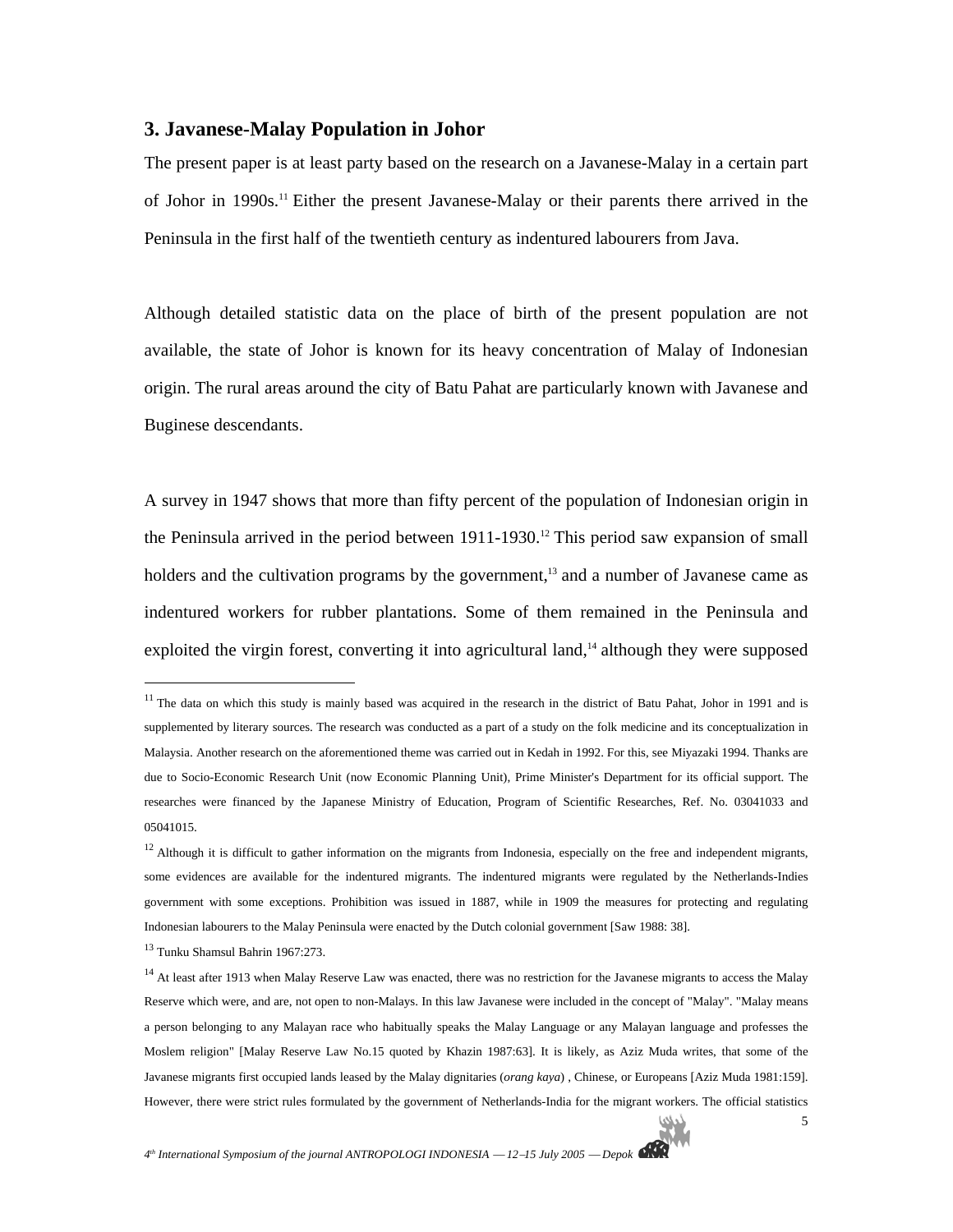## 3. Javanese-Malay Population in Johor

The present paper is at least party based on the research on a Javanese-Malay in a certain part of Johor in 1990s.[11] Either the present Javanese-Malay or their parents there arrived in the Peninsula in the first half of the twentieth century as indentured labourers from Java.

Although detailed statistic data on the place of birth of the present population are not available, the state of Johor is known for its heavy concentration of Malay of Indonesian origin. The rural areas around the city of Batu Pahat are particularly known with Javanese and Buginese descendants.

A survey in 1947 shows that more than fifty percent of the population of Indonesian origin in the Peninsula arrived in the period between 1911-1930.[12] This period saw expansion of small holders and the cultivation programs by the government,[13] and a number of Javanese came as indentured workers for rubber plantations. Some of them remained in the Peninsula and exploited the virgin forest, converting it into agricultural land,[14] although they were supposed

---

[11] The data on which this study is mainly based was acquired in the research in the district of Batu Pahat, Johor in 1991 and is supplemented by literary sources. The research was conducted as a part of a study on the folk medicine and its conceptualization in Malaysia. Another research on the aforementioned theme was carried out in Kedah in 1992. For this, see Miyazaki 1994. Thanks are due to Socio-Economic Research Unit (now Economic Planning Unit), Prime Minister's Department for its official support. The researches were financed by the Japanese Ministry of Education, Program of Scientific Researches, Ref. No. 03041033 and 05041015.

[12] Although it is difficult to gather information on the migrants from Indonesia, especially on the free and independent migrants, some evidences are available for the indentured migrants. The indentured migrants were regulated by the Netherlands-Indies government with some exceptions. Prohibition was issued in 1887, while in 1909 the measures for protecting and regulating Indonesian labourers to the Malay Peninsula were enacted by the Dutch colonial government [Saw 1988: 38].

[13] Tunku Shamsul Bahrin 1967:273.

[14] At least after 1913 when Malay Reserve Law was enacted, there was no restriction for the Javanese migrants to access the Malay Reserve which were, and are, not open to non-Malays. In this law Javanese were included in the concept of "Malay". "Malay means a person belonging to any Malayan race who habitually speaks the Malay Language or any Malayan language and professes the Moslem religion" [Malay Reserve Law No.15 quoted by Khazin 1987:63]. It is likely, as Aziz Muda writes, that some of the Javanese migrants first occupied lands leased by the Malay dignitaries (*orang kaya*) , Chinese, or Europeans [Aziz Muda 1981:159]. However, there were strict rules formulated by the government of Netherlands-India for the migrant workers. The official statistics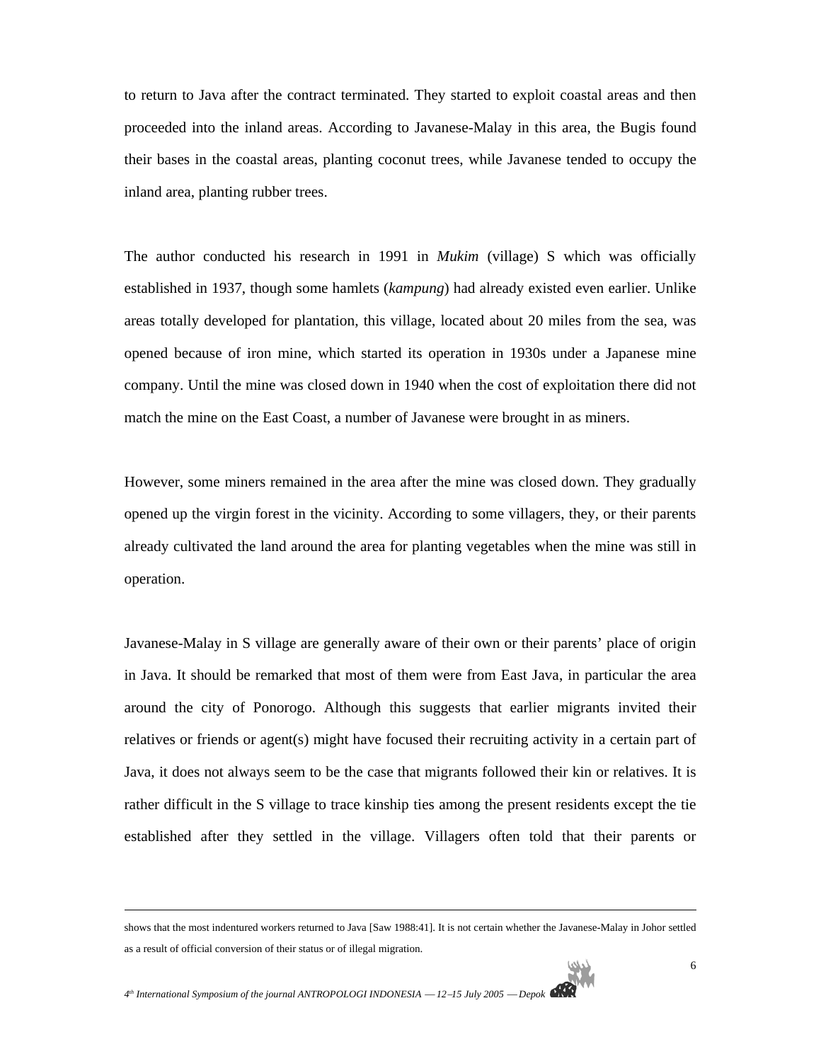to return to Java after the contract terminated. They started to exploit coastal areas and then proceeded into the inland areas. According to Javanese-Malay in this area, the Bugis found their bases in the coastal areas, planting coconut trees, while Javanese tended to occupy the inland area, planting rubber trees.

The author conducted his research in 1991 in *Mukim* (village) S which was officially established in 1937, though some hamlets (*kampung*) had already existed even earlier. Unlike areas totally developed for plantation, this village, located about 20 miles from the sea, was opened because of iron mine, which started its operation in 1930s under a Japanese mine company. Until the mine was closed down in 1940 when the cost of exploitation there did not match the mine on the East Coast, a number of Javanese were brought in as miners.

However, some miners remained in the area after the mine was closed down. They gradually opened up the virgin forest in the vicinity. According to some villagers, they, or their parents already cultivated the land around the area for planting vegetables when the mine was still in operation.

Javanese-Malay in S village are generally aware of their own or their parents' place of origin in Java. It should be remarked that most of them were from East Java, in particular the area around the city of Ponorogo. Although this suggests that earlier migrants invited their relatives or friends or agent(s) might have focused their recruiting activity in a certain part of Java, it does not always seem to be the case that migrants followed their kin or relatives. It is rather difficult in the S village to trace kinship ties among the present residents except the tie established after they settled in the village. Villagers often told that their parents or

---

shows that the most indentured workers returned to Java [Saw 1988:41]. It is not certain whether the Javanese-Malay in Johor settled as a result of official conversion of their status or of illegal migration.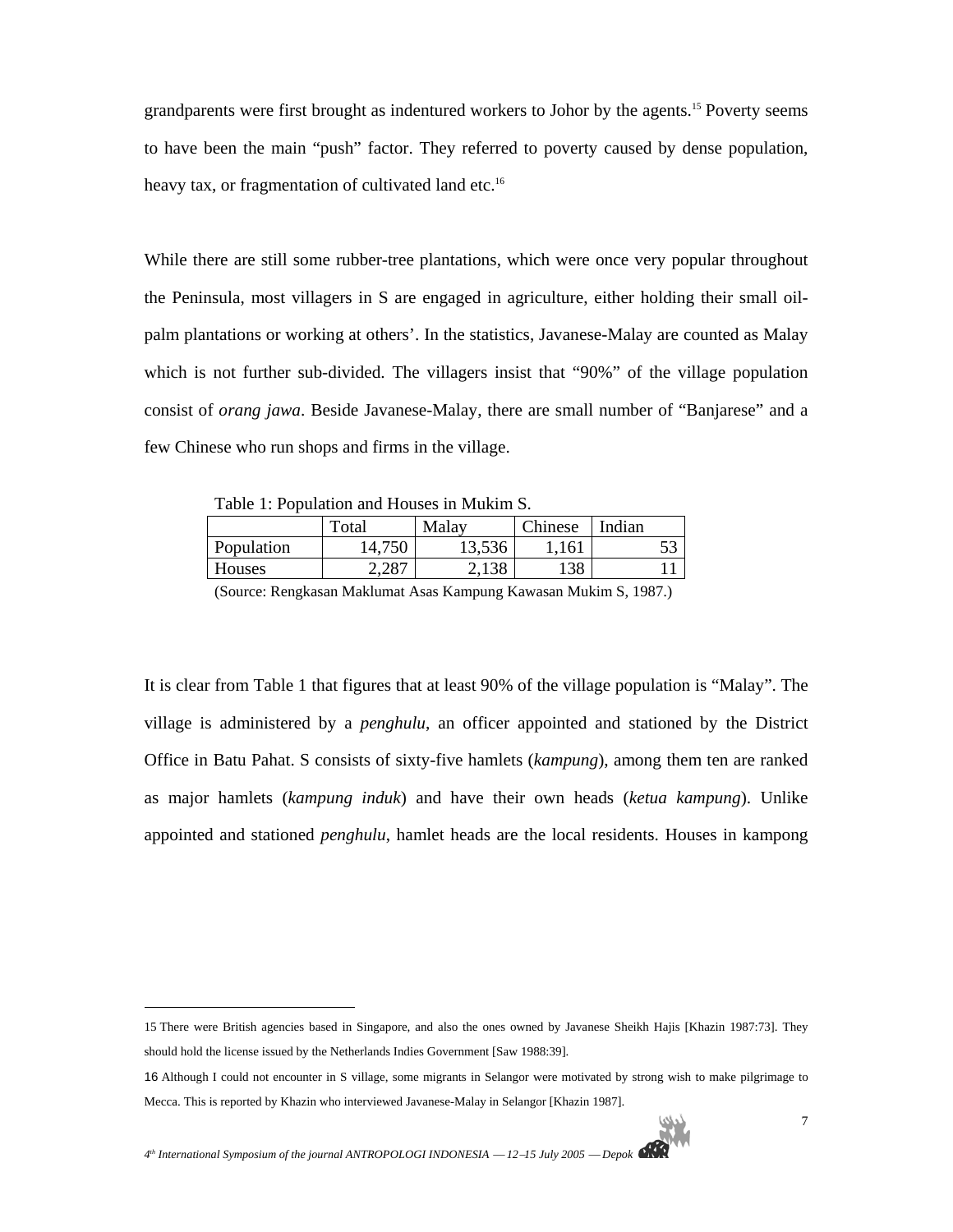grandparents were first brought as indentured workers to Johor by the agents.[15] Poverty seems to have been the main “push” factor. They referred to poverty caused by dense population, heavy tax, or fragmentation of cultivated land etc.[16]

While there are still some rubber-tree plantations, which were once very popular throughout the Peninsula, most villagers in S are engaged in agriculture, either holding their small oil-palm plantations or working at others’. In the statistics, Javanese-Malay are counted as Malay which is not further sub-divided. The villagers insist that “90%” of the village population consist of *orang jawa*. Beside Javanese-Malay, there are small number of “Banjarese” and a few Chinese who run shops and firms in the village.

Table 1: Population and Houses in Mukim S.

| | Total | Malay | Chinese | Indian |
|---|---|---|---|---|
| Population | 14,750 | 13,536 | 1,161 | 53 |
| Houses | 2,287 | 2,138 | 138 | 11 |

(Source: Rengkasan Maklumat Asas Kampung Kawasan Mukim S, 1987.)

It is clear from Table 1 that figures that at least 90% of the village population is “Malay”. The village is administered by a *penghulu*, an officer appointed and stationed by the District Office in Batu Pahat. S consists of sixty-five hamlets (*kampung*), among them ten are ranked as major hamlets (*kampung induk*) and have their own heads (*ketua kampung*). Unlike appointed and stationed *penghulu*, hamlet heads are the local residents. Houses in kampong

---

15 There were British agencies based in Singapore, and also the ones owned by Javanese Sheikh Hajis [Khazin 1987:73]. They should hold the license issued by the Netherlands Indies Government [Saw 1988:39].

16 Although I could not encounter in S village, some migrants in Selangor were motivated by strong wish to make pilgrimage to Mecca. This is reported by Khazin who interviewed Javanese-Malay in Selangor [Khazin 1987].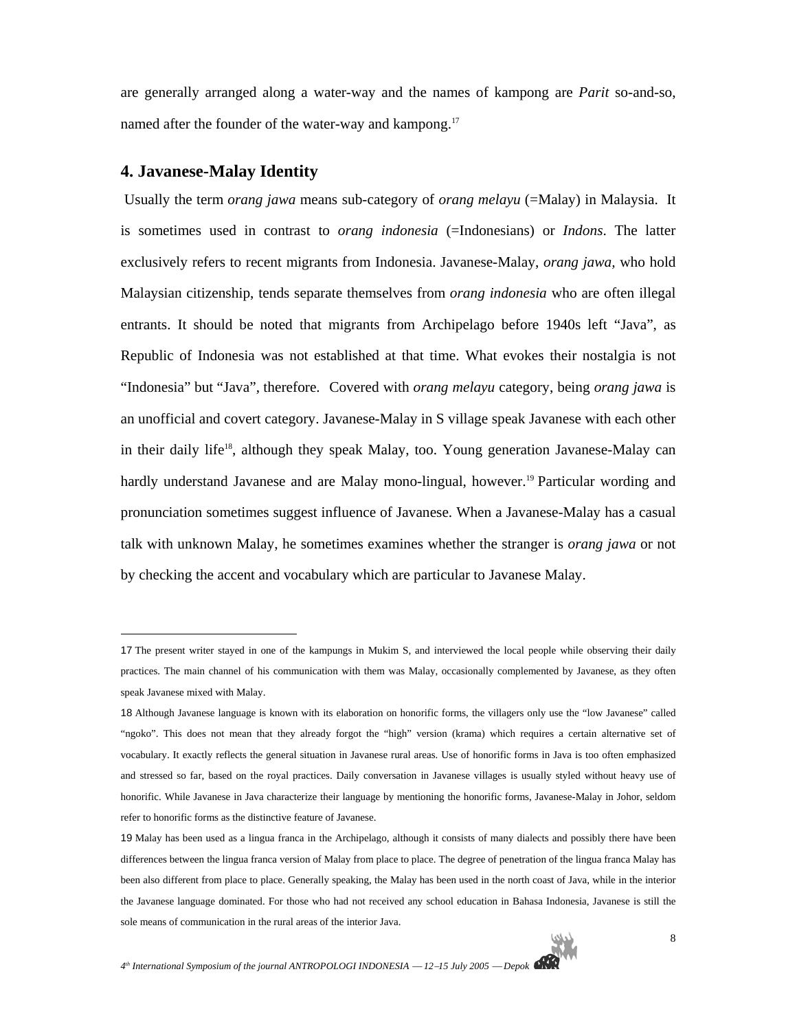are generally arranged along a water-way and the names of kampong are *Parit* so-and-so, named after the founder of the water-way and kampong.[17]

## 4. Javanese-Malay Identity

Usually the term *orang jawa* means sub-category of *orang melayu* (=Malay) in Malaysia. It is sometimes used in contrast to *orang indonesia* (=Indonesians) or *Indons*. The latter exclusively refers to recent migrants from Indonesia. Javanese-Malay, *orang jawa*, who hold Malaysian citizenship, tends separate themselves from *orang indonesia* who are often illegal entrants. It should be noted that migrants from Archipelago before 1940s left "Java", as Republic of Indonesia was not established at that time. What evokes their nostalgia is not "Indonesia" but "Java", therefore. Covered with *orang melayu* category, being *orang jawa* is an unofficial and covert category. Javanese-Malay in S village speak Javanese with each other in their daily life[18], although they speak Malay, too. Young generation Javanese-Malay can hardly understand Javanese and are Malay mono-lingual, however.[19] Particular wording and pronunciation sometimes suggest influence of Javanese. When a Javanese-Malay has a casual talk with unknown Malay, he sometimes examines whether the stranger is *orang jawa* or not by checking the accent and vocabulary which are particular to Javanese Malay.

---

17 The present writer stayed in one of the kampungs in Mukim S, and interviewed the local people while observing their daily practices. The main channel of his communication with them was Malay, occasionally complemented by Javanese, as they often speak Javanese mixed with Malay.

18 Although Javanese language is known with its elaboration on honorific forms, the villagers only use the "low Javanese" called "ngoko". This does not mean that they already forgot the "high" version (krama) which requires a certain alternative set of vocabulary. It exactly reflects the general situation in Javanese rural areas. Use of honorific forms in Java is too often emphasized and stressed so far, based on the royal practices. Daily conversation in Javanese villages is usually styled without heavy use of honorific. While Javanese in Java characterize their language by mentioning the honorific forms, Javanese-Malay in Johor, seldom refer to honorific forms as the distinctive feature of Javanese.

19 Malay has been used as a lingua franca in the Archipelago, although it consists of many dialects and possibly there have been differences between the lingua franca version of Malay from place to place. The degree of penetration of the lingua franca Malay has been also different from place to place. Generally speaking, the Malay has been used in the north coast of Java, while in the interior the Javanese language dominated. For those who had not received any school education in Bahasa Indonesia, Javanese is still the sole means of communication in the rural areas of the interior Java.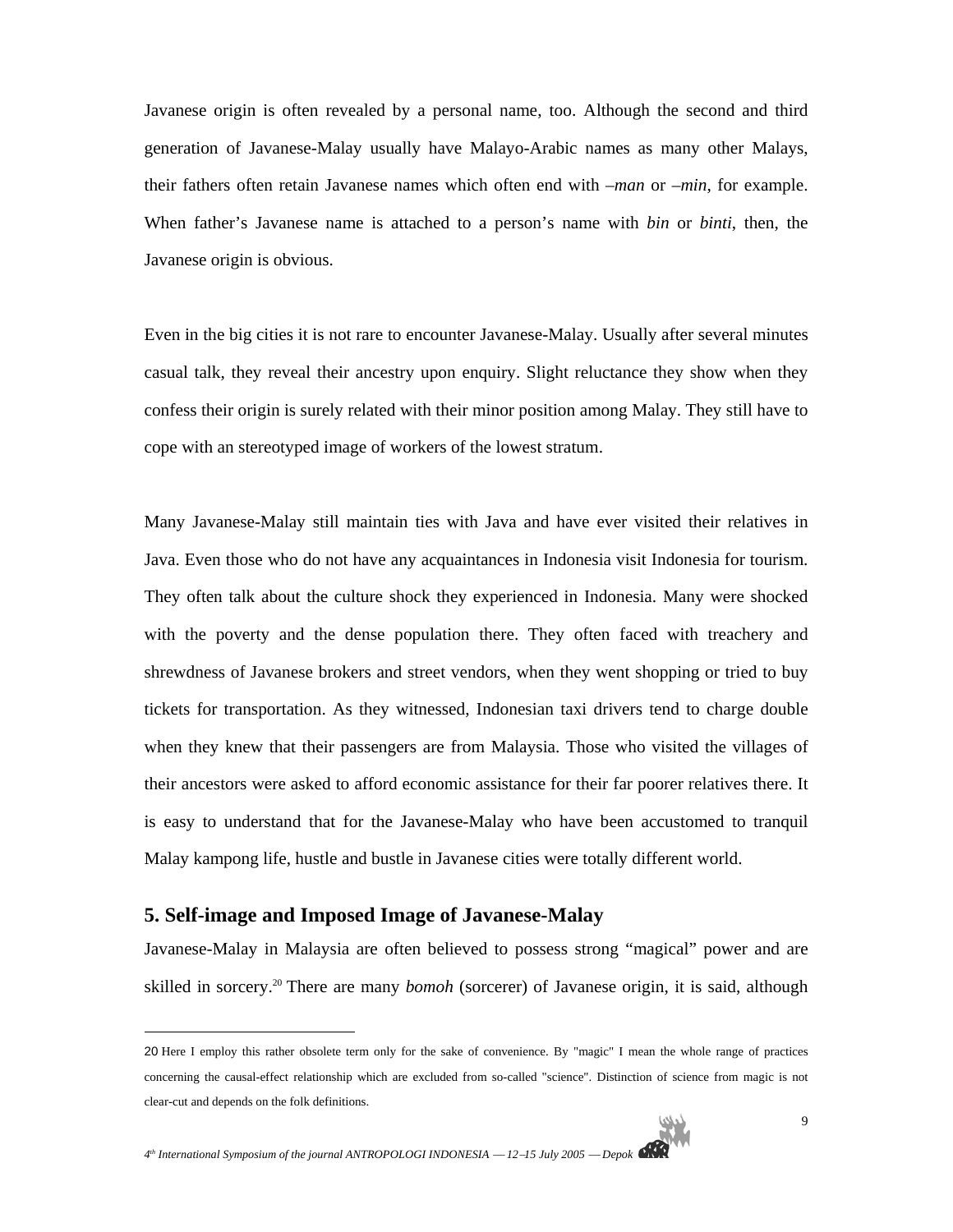Javanese origin is often revealed by a personal name, too. Although the second and third generation of Javanese-Malay usually have Malayo-Arabic names as many other Malays, their fathers often retain Javanese names which often end with *–man* or *–min*, for example. When father's Javanese name is attached to a person's name with *bin* or *binti*, then, the Javanese origin is obvious.

Even in the big cities it is not rare to encounter Javanese-Malay. Usually after several minutes casual talk, they reveal their ancestry upon enquiry. Slight reluctance they show when they confess their origin is surely related with their minor position among Malay. They still have to cope with an stereotyped image of workers of the lowest stratum.

Many Javanese-Malay still maintain ties with Java and have ever visited their relatives in Java. Even those who do not have any acquaintances in Indonesia visit Indonesia for tourism. They often talk about the culture shock they experienced in Indonesia. Many were shocked with the poverty and the dense population there. They often faced with treachery and shrewdness of Javanese brokers and street vendors, when they went shopping or tried to buy tickets for transportation. As they witnessed, Indonesian taxi drivers tend to charge double when they knew that their passengers are from Malaysia. Those who visited the villages of their ancestors were asked to afford economic assistance for their far poorer relatives there. It is easy to understand that for the Javanese-Malay who have been accustomed to tranquil Malay kampong life, hustle and bustle in Javanese cities were totally different world.

## 5. Self-image and Imposed Image of Javanese-Malay

Javanese-Malay in Malaysia are often believed to possess strong "magical" power and are skilled in sorcery.[20] There are many *bomoh* (sorcerer) of Javanese origin, it is said, although

---

20 Here I employ this rather obsolete term only for the sake of convenience. By "magic" I mean the whole range of practices concerning the causal-effect relationship which are excluded from so-called "science". Distinction of science from magic is not clear-cut and depends on the folk definitions.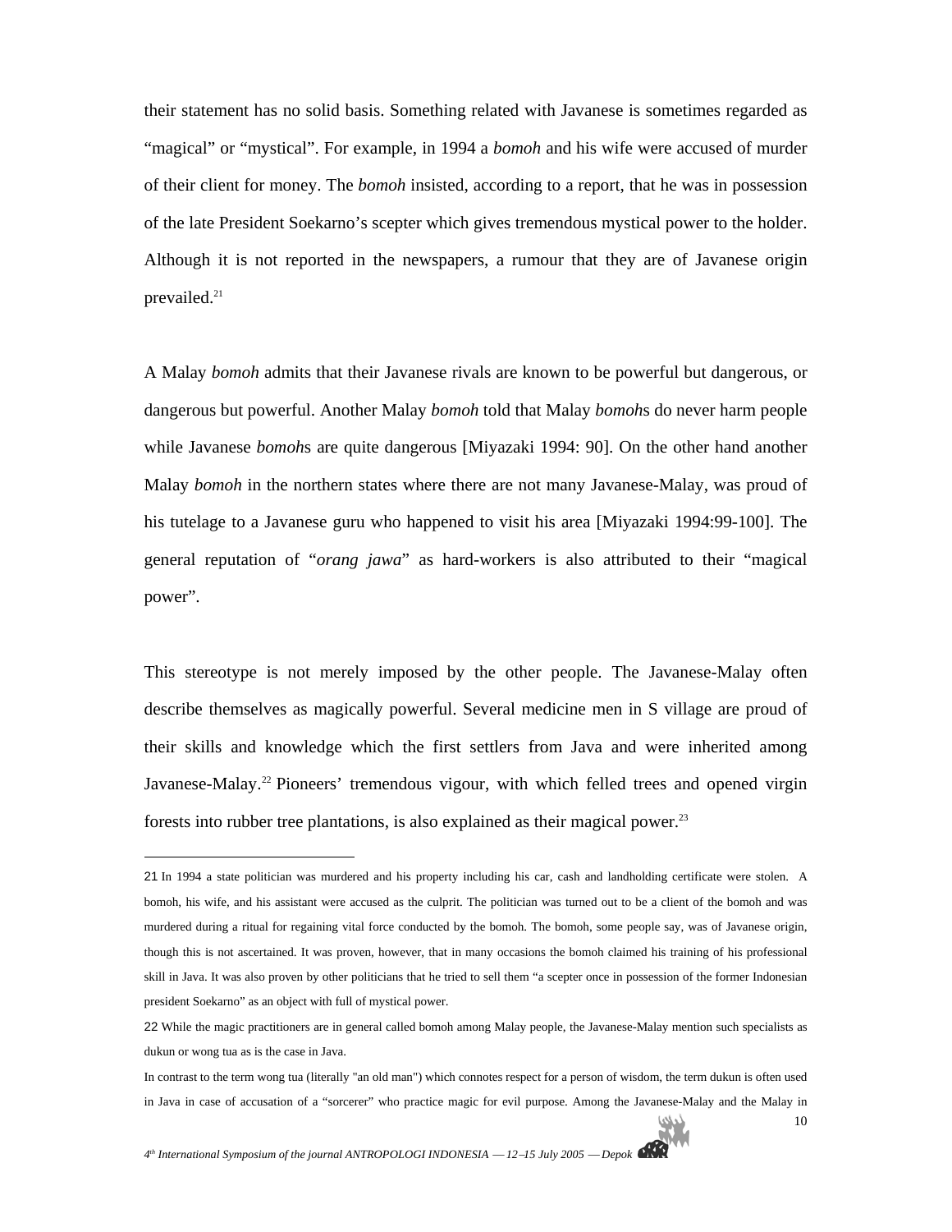their statement has no solid basis. Something related with Javanese is sometimes regarded as "magical" or "mystical". For example, in 1994 a *bomoh* and his wife were accused of murder of their client for money. The *bomoh* insisted, according to a report, that he was in possession of the late President Soekarno's scepter which gives tremendous mystical power to the holder. Although it is not reported in the newspapers, a rumour that they are of Javanese origin prevailed.[21]

A Malay *bomoh* admits that their Javanese rivals are known to be powerful but dangerous, or dangerous but powerful. Another Malay *bomoh* told that Malay *bomoh*s do never harm people while Javanese *bomoh*s are quite dangerous [Miyazaki 1994: 90]. On the other hand another Malay *bomoh* in the northern states where there are not many Javanese-Malay, was proud of his tutelage to a Javanese guru who happened to visit his area [Miyazaki 1994:99-100]. The general reputation of "*orang jawa*" as hard-workers is also attributed to their "magical power".

This stereotype is not merely imposed by the other people. The Javanese-Malay often describe themselves as magically powerful. Several medicine men in S village are proud of their skills and knowledge which the first settlers from Java and were inherited among Javanese-Malay.[22] Pioneers' tremendous vigour, with which felled trees and opened virgin forests into rubber tree plantations, is also explained as their magical power.[23]

---

21 In 1994 a state politician was murdered and his property including his car, cash and landholding certificate were stolen. A bomoh, his wife, and his assistant were accused as the culprit. The politician was turned out to be a client of the bomoh and was murdered during a ritual for regaining vital force conducted by the bomoh. The bomoh, some people say, was of Javanese origin, though this is not ascertained. It was proven, however, that in many occasions the bomoh claimed his training of his professional skill in Java. It was also proven by other politicians that he tried to sell them "a scepter once in possession of the former Indonesian president Soekarno" as an object with full of mystical power.

22 While the magic practitioners are in general called bomoh among Malay people, the Javanese-Malay mention such specialists as dukun or wong tua as is the case in Java.

In contrast to the term wong tua (literally "an old man") which connotes respect for a person of wisdom, the term dukun is often used in Java in case of accusation of a "sorcerer" who practice magic for evil purpose. Among the Javanese-Malay and the Malay in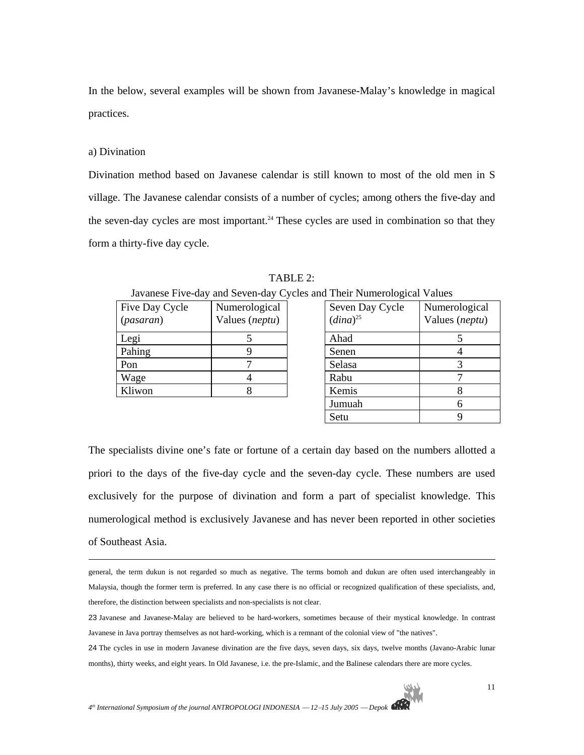In the below, several examples will be shown from Javanese-Malay's knowledge in magical practices.

a) Divination

Divination method based on Javanese calendar is still known to most of the old men in S village. The Javanese calendar consists of a number of cycles; among others the five-day and the seven-day cycles are most important.[24] These cycles are used in combination so that they form a thirty-five day cycle.

TABLE 2:
Javanese Five-day and Seven-day Cycles and Their Numerological Values

| Five Day Cycle (*pasaran*) | Numerological Values (*neptu*) |
|---|---|
| Legi | 5 |
| Pahing | 9 |
| Pon | 7 |
| Wage | 4 |
| Kliwon | 8 |

| Seven Day Cycle (*dina*)[25] | Numerological Values (*neptu*) |
|---|---|
| Ahad | 5 |
| Senen | 4 |
| Selasa | 3 |
| Rabu | 7 |
| Kemis | 8 |
| Jumuah | 6 |
| Setu | 9 |

The specialists divine one's fate or fortune of a certain day based on the numbers allotted a priori to the days of the five-day cycle and the seven-day cycle. These numbers are used exclusively for the purpose of divination and form a part of specialist knowledge. This numerological method is exclusively Javanese and has never been reported in other societies of Southeast Asia.

---

general, the term dukun is not regarded so much as negative. The terms bomoh and dukun are often used interchangeably in Malaysia, though the former term is preferred. In any case there is no official or recognized qualification of these specialists, and, therefore, the distinction between specialists and non-specialists is not clear.

23 Javanese and Javanese-Malay are believed to be hard-workers, sometimes because of their mystical knowledge. In contrast Javanese in Java portray themselves as not hard-working, which is a remnant of the colonial view of "the natives".

24 The cycles in use in modern Javanese divination are the five days, seven days, six days, twelve months (Javano-Arabic lunar months), thirty weeks, and eight years. In Old Javanese, i.e. the pre-Islamic, and the Balinese calendars there are more cycles.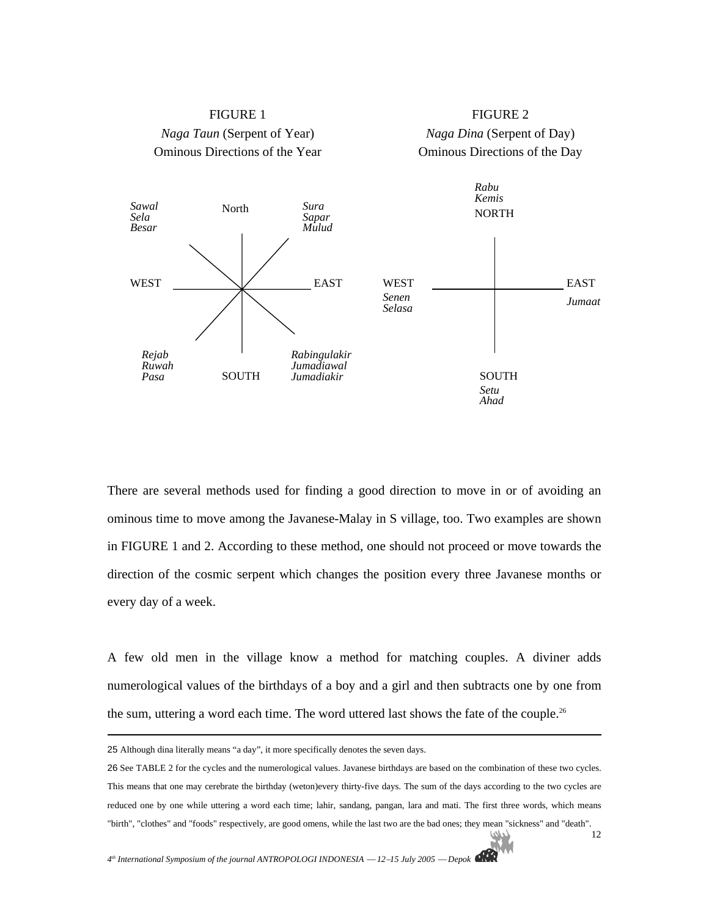FIGURE 1

*Naga Taun* (Serpent of Year)

Ominous Directions of the Year

| | | |
|---|---|---|
| *Sawal* *Sela* *Besar* | North | *Sura* *Sapar* *Mulud* |
| WEST | | EAST |
| *Rejab* *Ruwah* *Pasa* | SOUTH | *Rabingulakir* *Jumadiawal* *Jumadiakir* |

FIGURE 2

*Naga Dina* (Serpent of Day)

Ominous Directions of the Day

| | | |
|---|---|---|
| | *Rabu* *Kemis* NORTH | |
| WEST *Senen* *Selasa* | | EAST *Jumaat* |
| | SOUTH *Setu* *Ahad* | |

There are several methods used for finding a good direction to move in or of avoiding an ominous time to move among the Javanese-Malay in S village, too. Two examples are shown in FIGURE 1 and 2. According to these method, one should not proceed or move towards the direction of the cosmic serpent which changes the position every three Javanese months or every day of a week.

A few old men in the village know a method for matching couples. A diviner adds numerological values of the birthdays of a boy and a girl and then subtracts one by one from the sum, uttering a word each time. The word uttered last shows the fate of the couple.[26]

---

25 Although dina literally means "a day", it more specifically denotes the seven days.

26 See TABLE 2 for the cycles and the numerological values. Javanese birthdays are based on the combination of these two cycles. This means that one may cerebrate the birthday (weton)every thirty-five days. The sum of the days according to the two cycles are reduced one by one while uttering a word each time; lahir, sandang, pangan, lara and mati. The first three words, which means "birth", "clothes" and "foods" respectively, are good omens, while the last two are the bad ones; they mean "sickness" and "death".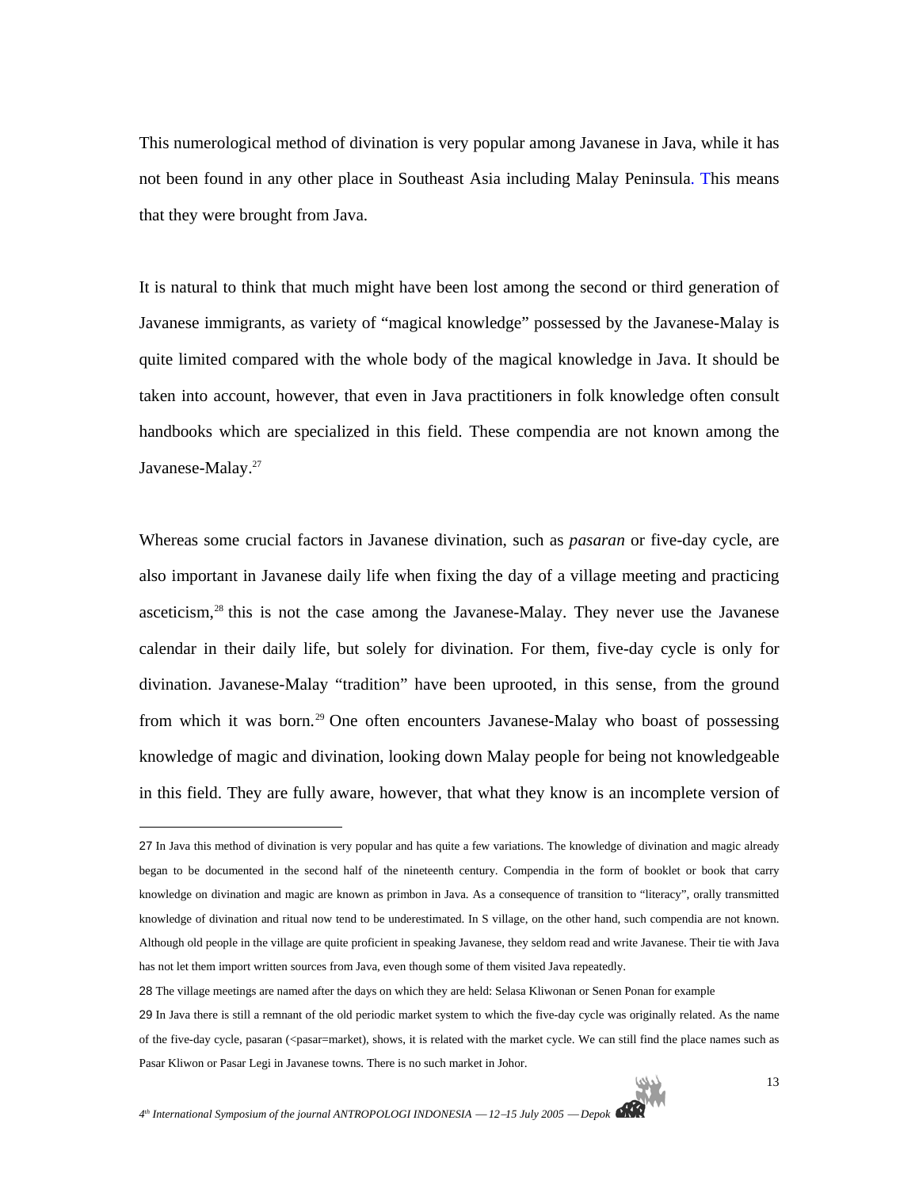This numerological method of divination is very popular among Javanese in Java, while it has not been found in any other place in Southeast Asia including Malay Peninsula. This means that they were brought from Java.

It is natural to think that much might have been lost among the second or third generation of Javanese immigrants, as variety of “magical knowledge” possessed by the Javanese-Malay is quite limited compared with the whole body of the magical knowledge in Java. It should be taken into account, however, that even in Java practitioners in folk knowledge often consult handbooks which are specialized in this field. These compendia are not known among the Javanese-Malay.[27]

Whereas some crucial factors in Javanese divination, such as *pasaran* or five-day cycle, are also important in Javanese daily life when fixing the day of a village meeting and practicing asceticism,[28] this is not the case among the Javanese-Malay. They never use the Javanese calendar in their daily life, but solely for divination. For them, five-day cycle is only for divination. Javanese-Malay “tradition” have been uprooted, in this sense, from the ground from which it was born.[29] One often encounters Javanese-Malay who boast of possessing knowledge of magic and divination, looking down Malay people for being not knowledgeable in this field. They are fully aware, however, that what they know is an incomplete version of

---

27 In Java this method of divination is very popular and has quite a few variations. The knowledge of divination and magic already began to be documented in the second half of the nineteenth century. Compendia in the form of booklet or book that carry knowledge on divination and magic are known as primbon in Java. As a consequence of transition to “literacy”, orally transmitted knowledge of divination and ritual now tend to be underestimated. In S village, on the other hand, such compendia are not known. Although old people in the village are quite proficient in speaking Javanese, they seldom read and write Javanese. Their tie with Java has not let them import written sources from Java, even though some of them visited Java repeatedly.

28 The village meetings are named after the days on which they are held: Selasa Kliwonan or Senen Ponan for example

29 In Java there is still a remnant of the old periodic market system to which the five-day cycle was originally related. As the name of the five-day cycle, pasaran (<pasar=market), shows, it is related with the market cycle. We can still find the place names such as Pasar Kliwon or Pasar Legi in Javanese towns. There is no such market in Johor.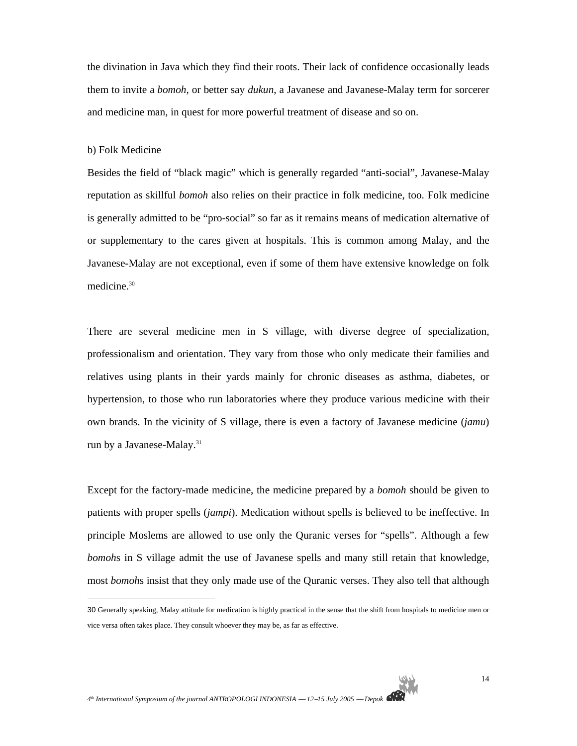the divination in Java which they find their roots. Their lack of confidence occasionally leads them to invite a *bomoh*, or better say *dukun*, a Javanese and Javanese-Malay term for sorcerer and medicine man, in quest for more powerful treatment of disease and so on.

b) Folk Medicine

Besides the field of "black magic" which is generally regarded "anti-social", Javanese-Malay reputation as skillful *bomoh* also relies on their practice in folk medicine, too. Folk medicine is generally admitted to be "pro-social" so far as it remains means of medication alternative of or supplementary to the cares given at hospitals. This is common among Malay, and the Javanese-Malay are not exceptional, even if some of them have extensive knowledge on folk medicine.[30]

There are several medicine men in S village, with diverse degree of specialization, professionalism and orientation. They vary from those who only medicate their families and relatives using plants in their yards mainly for chronic diseases as asthma, diabetes, or hypertension, to those who run laboratories where they produce various medicine with their own brands. In the vicinity of S village, there is even a factory of Javanese medicine (*jamu*) run by a Javanese-Malay.[31]

Except for the factory-made medicine, the medicine prepared by a *bomoh* should be given to patients with proper spells (*jampi*). Medication without spells is believed to be ineffective. In principle Moslems are allowed to use only the Quranic verses for "spells". Although a few *bomoh*s in S village admit the use of Javanese spells and many still retain that knowledge, most *bomoh*s insist that they only made use of the Quranic verses. They also tell that although

---

30 Generally speaking, Malay attitude for medication is highly practical in the sense that the shift from hospitals to medicine men or vice versa often takes place. They consult whoever they may be, as far as effective.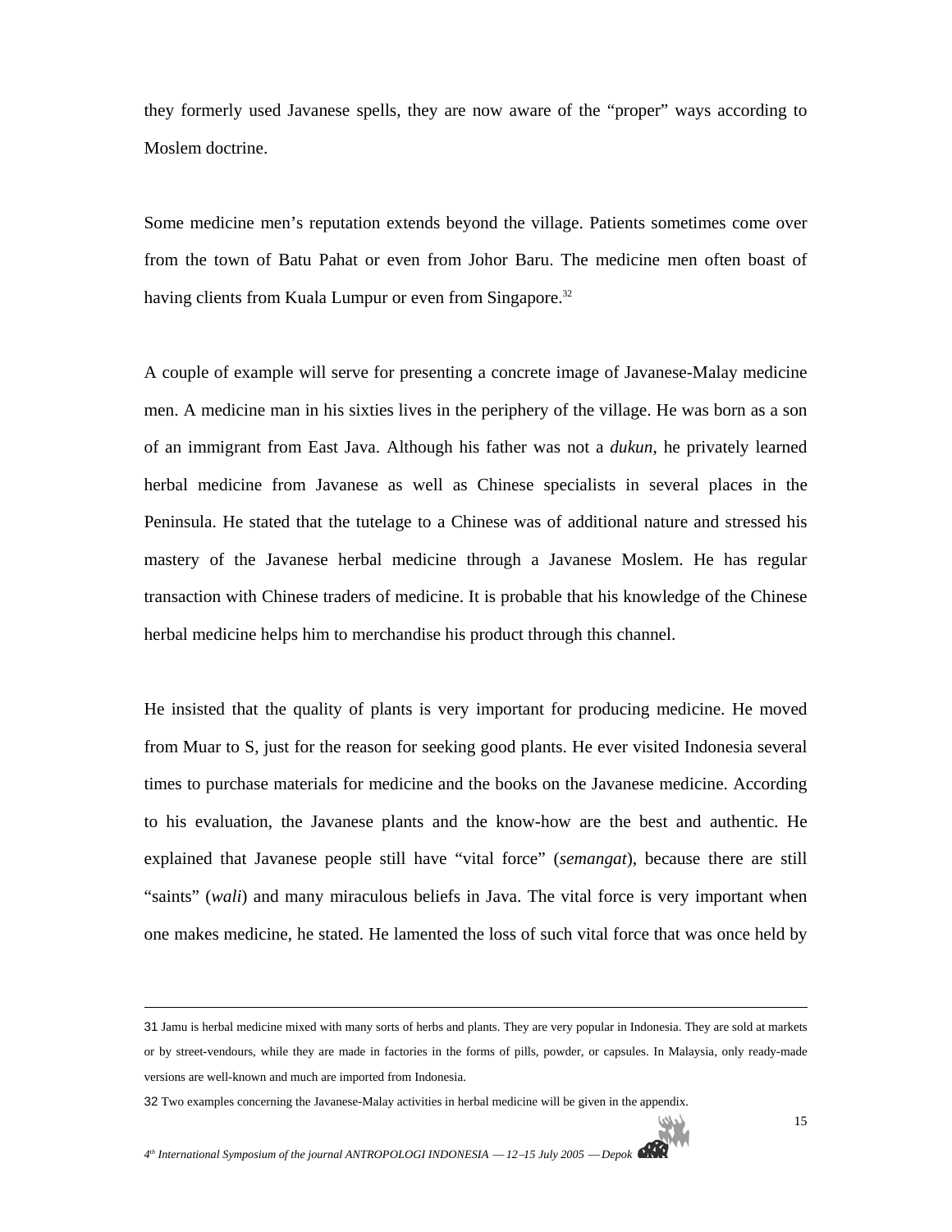they formerly used Javanese spells, they are now aware of the “proper” ways according to Moslem doctrine.

Some medicine men’s reputation extends beyond the village. Patients sometimes come over from the town of Batu Pahat or even from Johor Baru. The medicine men often boast of having clients from Kuala Lumpur or even from Singapore.[32]

A couple of example will serve for presenting a concrete image of Javanese-Malay medicine men. A medicine man in his sixties lives in the periphery of the village. He was born as a son of an immigrant from East Java. Although his father was not a *dukun*, he privately learned herbal medicine from Javanese as well as Chinese specialists in several places in the Peninsula. He stated that the tutelage to a Chinese was of additional nature and stressed his mastery of the Javanese herbal medicine through a Javanese Moslem. He has regular transaction with Chinese traders of medicine. It is probable that his knowledge of the Chinese herbal medicine helps him to merchandise his product through this channel.

He insisted that the quality of plants is very important for producing medicine. He moved from Muar to S, just for the reason for seeking good plants. He ever visited Indonesia several times to purchase materials for medicine and the books on the Javanese medicine. According to his evaluation, the Javanese plants and the know-how are the best and authentic. He explained that Javanese people still have “vital force” (*semangat*), because there are still “saints” (*wali*) and many miraculous beliefs in Java. The vital force is very important when one makes medicine, he stated. He lamented the loss of such vital force that was once held by

---

31 Jamu is herbal medicine mixed with many sorts of herbs and plants. They are very popular in Indonesia. They are sold at markets or by street-vendours, while they are made in factories in the forms of pills, powder, or capsules. In Malaysia, only ready-made versions are well-known and much are imported from Indonesia.

32 Two examples concerning the Javanese-Malay activities in herbal medicine will be given in the appendix.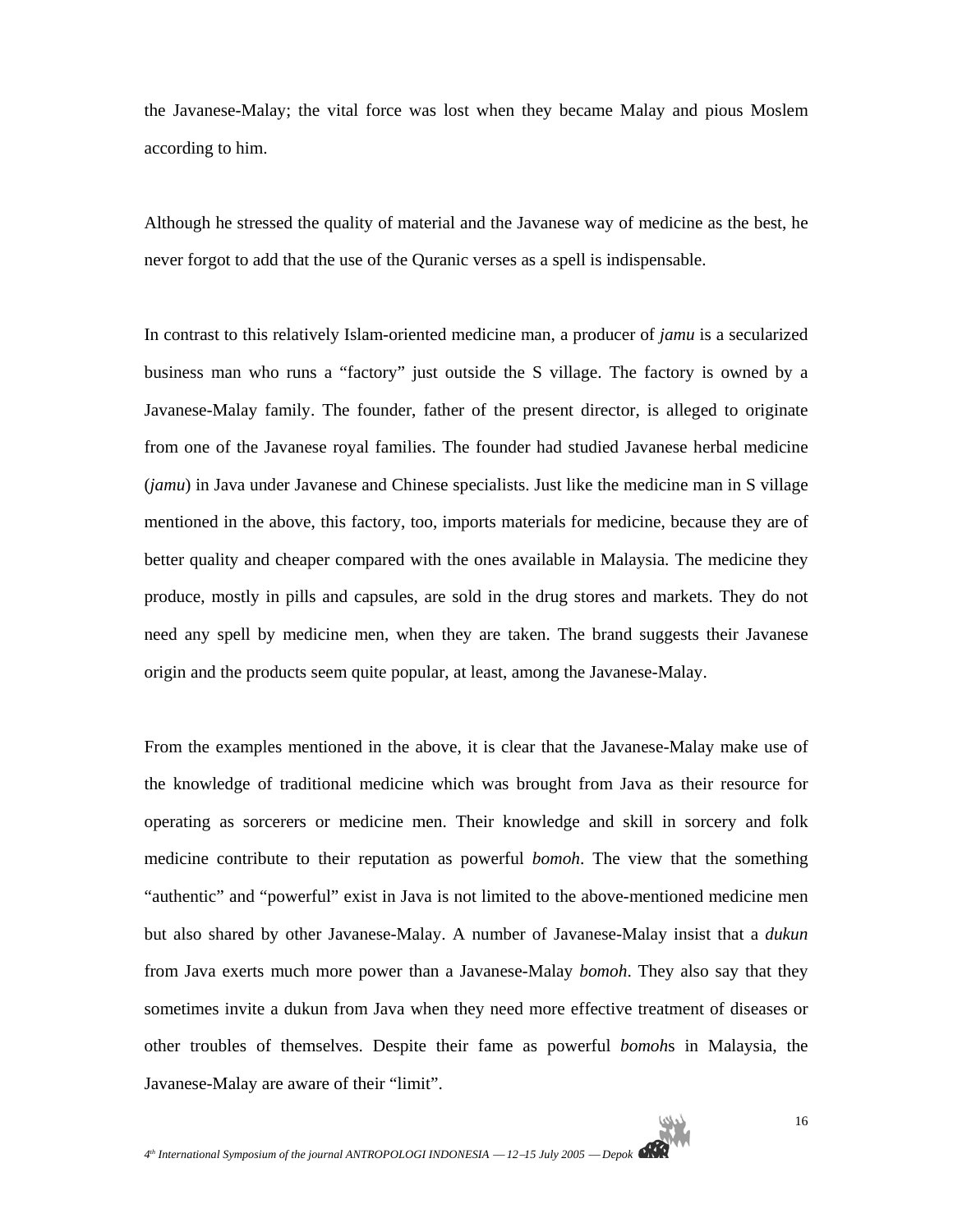the Javanese-Malay; the vital force was lost when they became Malay and pious Moslem according to him.

Although he stressed the quality of material and the Javanese way of medicine as the best, he never forgot to add that the use of the Quranic verses as a spell is indispensable.

In contrast to this relatively Islam-oriented medicine man, a producer of *jamu* is a secularized business man who runs a “factory” just outside the S village. The factory is owned by a Javanese-Malay family. The founder, father of the present director, is alleged to originate from one of the Javanese royal families. The founder had studied Javanese herbal medicine (*jamu*) in Java under Javanese and Chinese specialists. Just like the medicine man in S village mentioned in the above, this factory, too, imports materials for medicine, because they are of better quality and cheaper compared with the ones available in Malaysia. The medicine they produce, mostly in pills and capsules, are sold in the drug stores and markets. They do not need any spell by medicine men, when they are taken. The brand suggests their Javanese origin and the products seem quite popular, at least, among the Javanese-Malay.

From the examples mentioned in the above, it is clear that the Javanese-Malay make use of the knowledge of traditional medicine which was brought from Java as their resource for operating as sorcerers or medicine men. Their knowledge and skill in sorcery and folk medicine contribute to their reputation as powerful *bomoh*. The view that the something “authentic” and “powerful” exist in Java is not limited to the above-mentioned medicine men but also shared by other Javanese-Malay. A number of Javanese-Malay insist that a *dukun* from Java exerts much more power than a Javanese-Malay *bomoh*. They also say that they sometimes invite a dukun from Java when they need more effective treatment of diseases or other troubles of themselves. Despite their fame as powerful *bomoh*s in Malaysia, the Javanese-Malay are aware of their “limit”.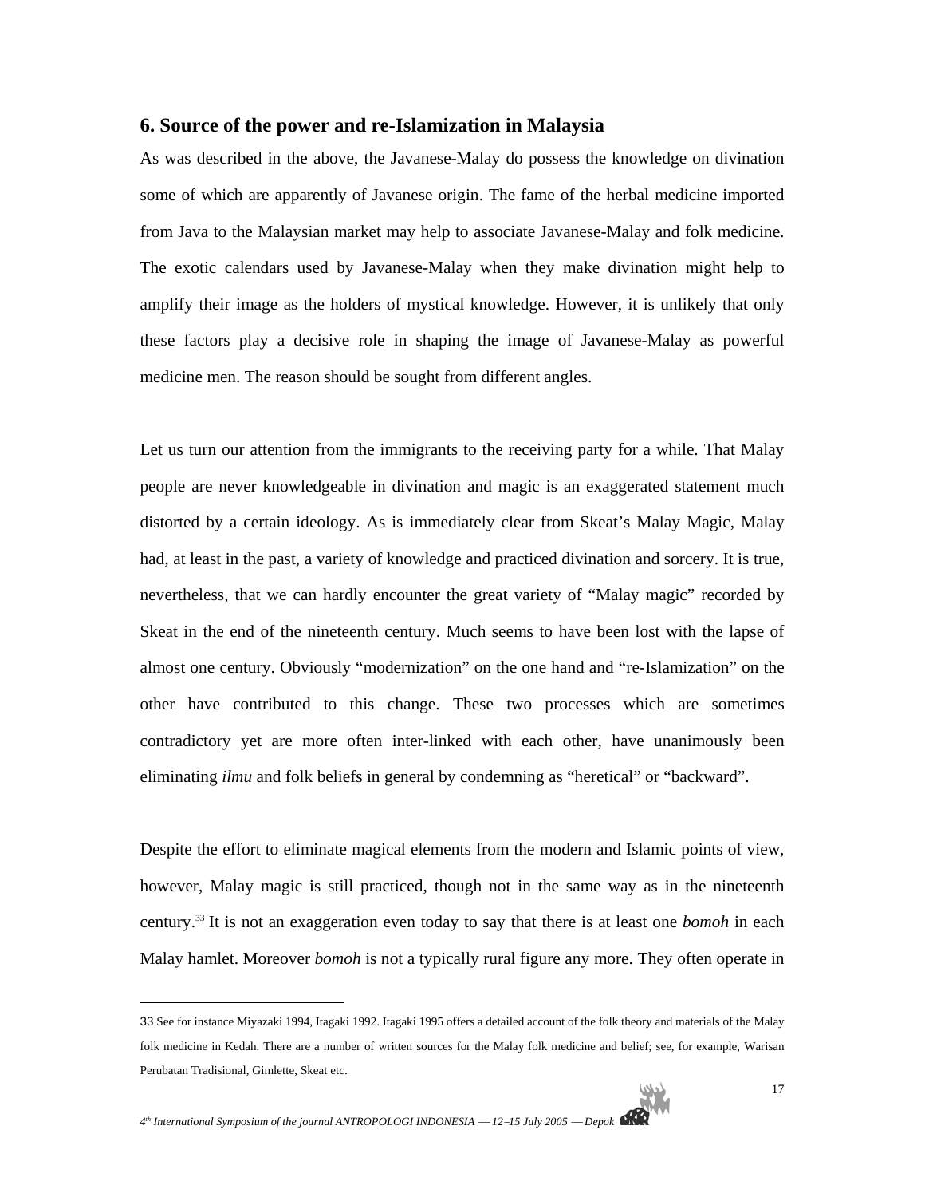## 6. Source of the power and re-Islamization in Malaysia

As was described in the above, the Javanese-Malay do possess the knowledge on divination some of which are apparently of Javanese origin. The fame of the herbal medicine imported from Java to the Malaysian market may help to associate Javanese-Malay and folk medicine. The exotic calendars used by Javanese-Malay when they make divination might help to amplify their image as the holders of mystical knowledge. However, it is unlikely that only these factors play a decisive role in shaping the image of Javanese-Malay as powerful medicine men. The reason should be sought from different angles.

Let us turn our attention from the immigrants to the receiving party for a while. That Malay people are never knowledgeable in divination and magic is an exaggerated statement much distorted by a certain ideology. As is immediately clear from Skeat's Malay Magic, Malay had, at least in the past, a variety of knowledge and practiced divination and sorcery. It is true, nevertheless, that we can hardly encounter the great variety of "Malay magic" recorded by Skeat in the end of the nineteenth century. Much seems to have been lost with the lapse of almost one century. Obviously "modernization" on the one hand and "re-Islamization" on the other have contributed to this change. These two processes which are sometimes contradictory yet are more often inter-linked with each other, have unanimously been eliminating *ilmu* and folk beliefs in general by condemning as "heretical" or "backward".

Despite the effort to eliminate magical elements from the modern and Islamic points of view, however, Malay magic is still practiced, though not in the same way as in the nineteenth century.[33] It is not an exaggeration even today to say that there is at least one *bomoh* in each Malay hamlet. Moreover *bomoh* is not a typically rural figure any more. They often operate in

---

33 See for instance Miyazaki 1994, Itagaki 1992. Itagaki 1995 offers a detailed account of the folk theory and materials of the Malay folk medicine in Kedah. There are a number of written sources for the Malay folk medicine and belief; see, for example, Warisan Perubatan Tradisional, Gimlette, Skeat etc.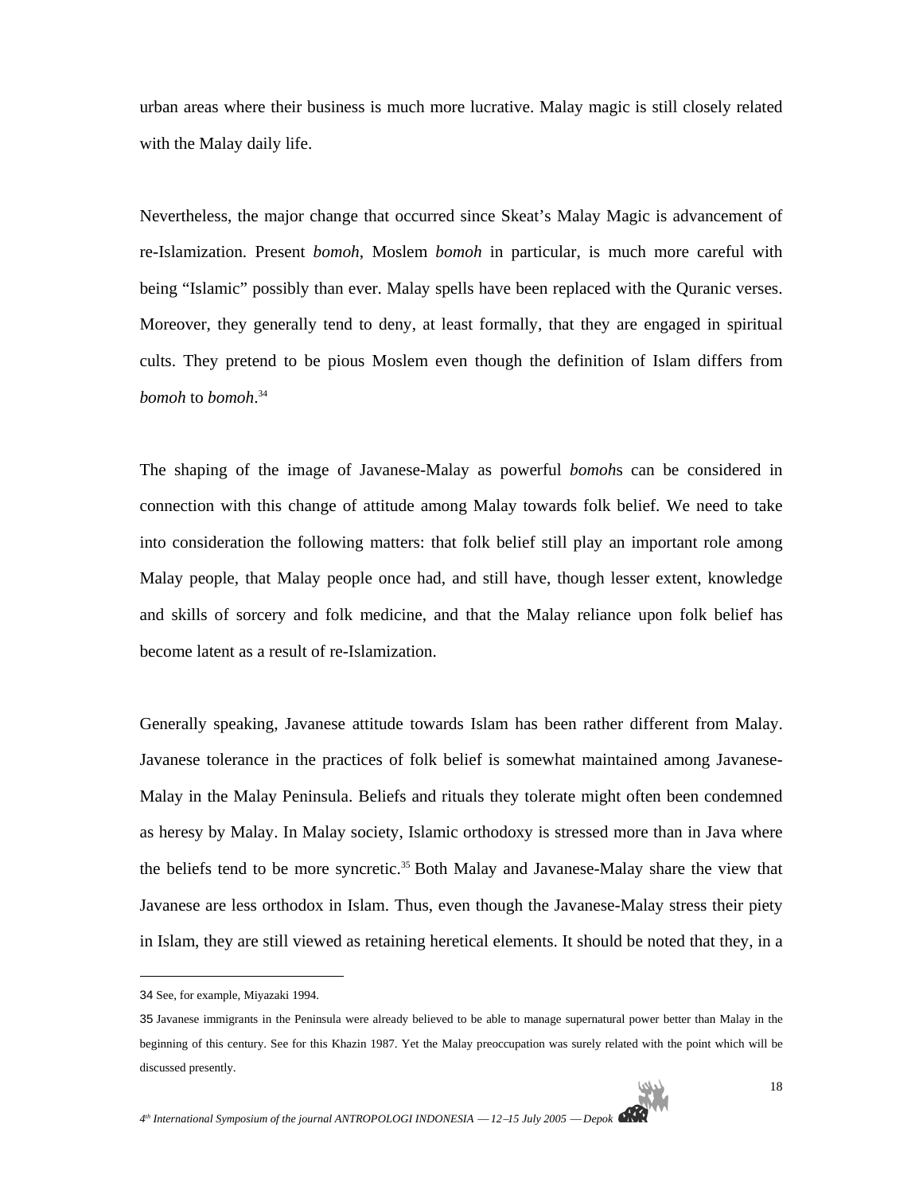urban areas where their business is much more lucrative. Malay magic is still closely related with the Malay daily life.

Nevertheless, the major change that occurred since Skeat's Malay Magic is advancement of re-Islamization. Present *bomoh*, Moslem *bomoh* in particular, is much more careful with being "Islamic" possibly than ever. Malay spells have been replaced with the Quranic verses. Moreover, they generally tend to deny, at least formally, that they are engaged in spiritual cults. They pretend to be pious Moslem even though the definition of Islam differs from *bomoh* to *bomoh*.[34]

The shaping of the image of Javanese-Malay as powerful *bomoh*s can be considered in connection with this change of attitude among Malay towards folk belief. We need to take into consideration the following matters: that folk belief still play an important role among Malay people, that Malay people once had, and still have, though lesser extent, knowledge and skills of sorcery and folk medicine, and that the Malay reliance upon folk belief has become latent as a result of re-Islamization.

Generally speaking, Javanese attitude towards Islam has been rather different from Malay. Javanese tolerance in the practices of folk belief is somewhat maintained among Javanese-Malay in the Malay Peninsula. Beliefs and rituals they tolerate might often been condemned as heresy by Malay. In Malay society, Islamic orthodoxy is stressed more than in Java where the beliefs tend to be more syncretic.[35] Both Malay and Javanese-Malay share the view that Javanese are less orthodox in Islam. Thus, even though the Javanese-Malay stress their piety in Islam, they are still viewed as retaining heretical elements. It should be noted that they, in a

---

34 See, for example, Miyazaki 1994.

35 Javanese immigrants in the Peninsula were already believed to be able to manage supernatural power better than Malay in the beginning of this century. See for this Khazin 1987. Yet the Malay preoccupation was surely related with the point which will be discussed presently.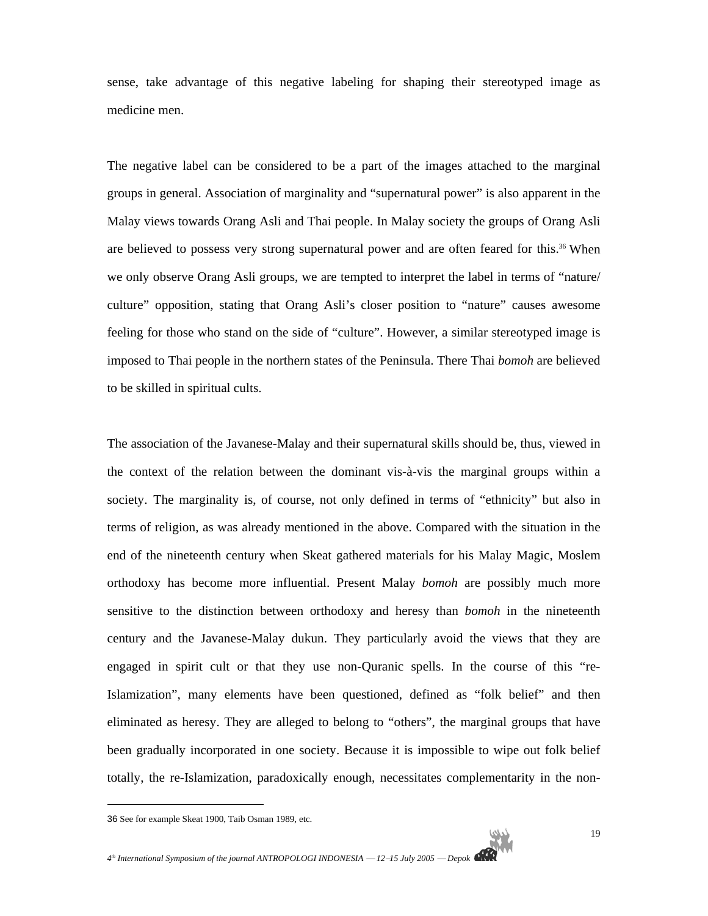sense, take advantage of this negative labeling for shaping their stereotyped image as medicine men.

The negative label can be considered to be a part of the images attached to the marginal groups in general. Association of marginality and "supernatural power" is also apparent in the Malay views towards Orang Asli and Thai people. In Malay society the groups of Orang Asli are believed to possess very strong supernatural power and are often feared for this.[36] When we only observe Orang Asli groups, we are tempted to interpret the label in terms of "nature/ culture" opposition, stating that Orang Asli's closer position to "nature" causes awesome feeling for those who stand on the side of "culture". However, a similar stereotyped image is imposed to Thai people in the northern states of the Peninsula. There Thai *bomoh* are believed to be skilled in spiritual cults.

The association of the Javanese-Malay and their supernatural skills should be, thus, viewed in the context of the relation between the dominant vis-à-vis the marginal groups within a society. The marginality is, of course, not only defined in terms of "ethnicity" but also in terms of religion, as was already mentioned in the above. Compared with the situation in the end of the nineteenth century when Skeat gathered materials for his Malay Magic, Moslem orthodoxy has become more influential. Present Malay *bomoh* are possibly much more sensitive to the distinction between orthodoxy and heresy than *bomoh* in the nineteenth century and the Javanese-Malay dukun. They particularly avoid the views that they are engaged in spirit cult or that they use non-Quranic spells. In the course of this "re-Islamization", many elements have been questioned, defined as "folk belief" and then eliminated as heresy. They are alleged to belong to "others", the marginal groups that have been gradually incorporated in one society. Because it is impossible to wipe out folk belief totally, the re-Islamization, paradoxically enough, necessitates complementarity in the non-

---

[36] See for example Skeat 1900, Taib Osman 1989, etc.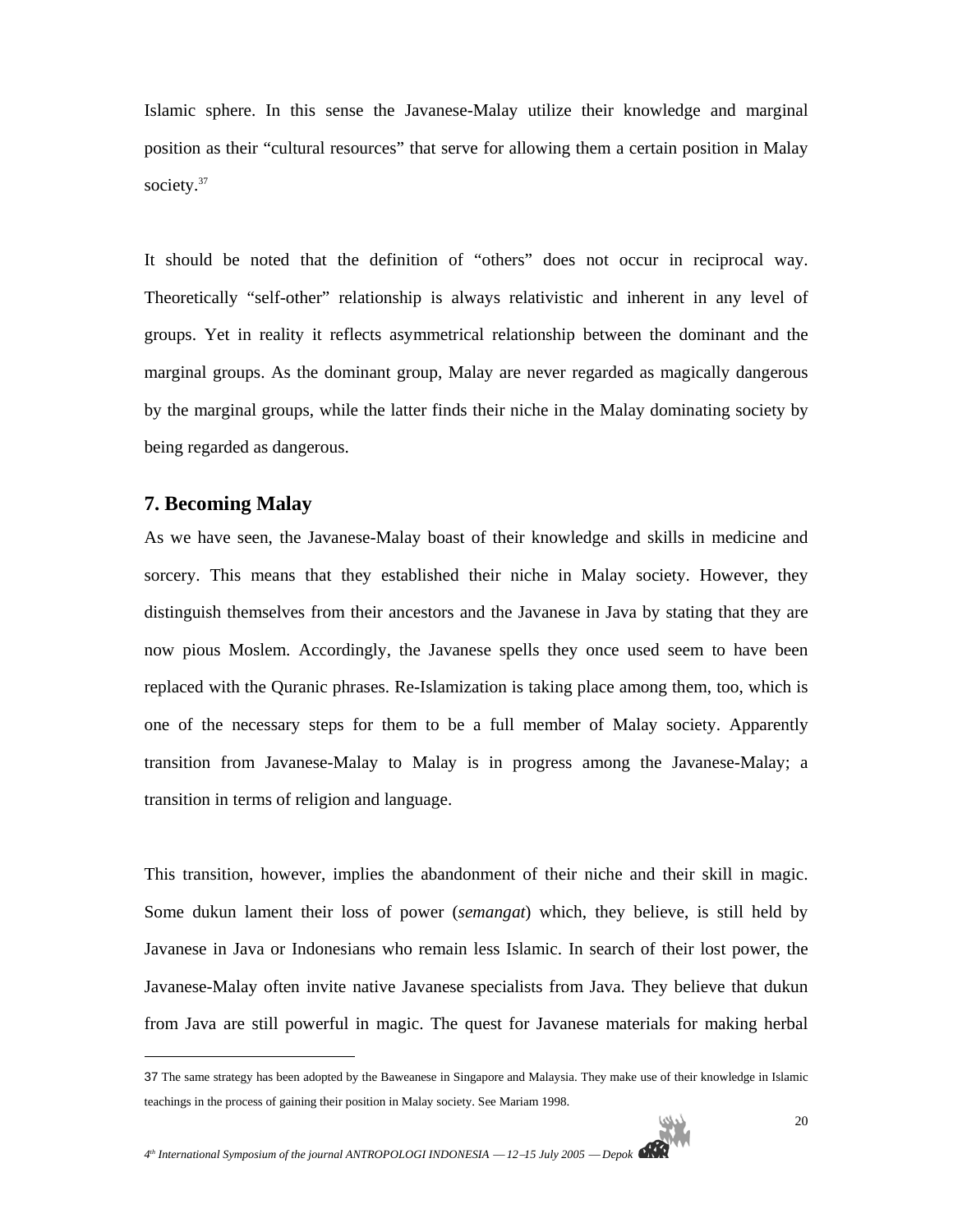Islamic sphere. In this sense the Javanese-Malay utilize their knowledge and marginal position as their "cultural resources" that serve for allowing them a certain position in Malay society.[37]

It should be noted that the definition of "others" does not occur in reciprocal way. Theoretically "self-other" relationship is always relativistic and inherent in any level of groups. Yet in reality it reflects asymmetrical relationship between the dominant and the marginal groups. As the dominant group, Malay are never regarded as magically dangerous by the marginal groups, while the latter finds their niche in the Malay dominating society by being regarded as dangerous.

## 7. Becoming Malay

As we have seen, the Javanese-Malay boast of their knowledge and skills in medicine and sorcery. This means that they established their niche in Malay society. However, they distinguish themselves from their ancestors and the Javanese in Java by stating that they are now pious Moslem. Accordingly, the Javanese spells they once used seem to have been replaced with the Quranic phrases. Re-Islamization is taking place among them, too, which is one of the necessary steps for them to be a full member of Malay society. Apparently transition from Javanese-Malay to Malay is in progress among the Javanese-Malay; a transition in terms of religion and language.

This transition, however, implies the abandonment of their niche and their skill in magic. Some dukun lament their loss of power (*semangat*) which, they believe, is still held by Javanese in Java or Indonesians who remain less Islamic. In search of their lost power, the Javanese-Malay often invite native Javanese specialists from Java. They believe that dukun from Java are still powerful in magic. The quest for Javanese materials for making herbal

---

37 The same strategy has been adopted by the Baweanese in Singapore and Malaysia. They make use of their knowledge in Islamic teachings in the process of gaining their position in Malay society. See Mariam 1998.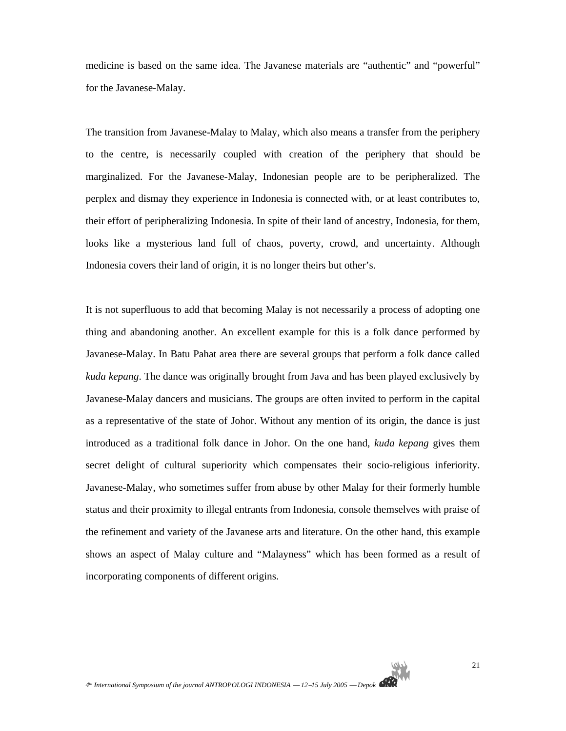medicine is based on the same idea. The Javanese materials are “authentic” and “powerful” for the Javanese-Malay.

The transition from Javanese-Malay to Malay, which also means a transfer from the periphery to the centre, is necessarily coupled with creation of the periphery that should be marginalized. For the Javanese-Malay, Indonesian people are to be peripheralized. The perplex and dismay they experience in Indonesia is connected with, or at least contributes to, their effort of peripheralizing Indonesia. In spite of their land of ancestry, Indonesia, for them, looks like a mysterious land full of chaos, poverty, crowd, and uncertainty. Although Indonesia covers their land of origin, it is no longer theirs but other’s.

It is not superfluous to add that becoming Malay is not necessarily a process of adopting one thing and abandoning another. An excellent example for this is a folk dance performed by Javanese-Malay. In Batu Pahat area there are several groups that perform a folk dance called *kuda kepang*. The dance was originally brought from Java and has been played exclusively by Javanese-Malay dancers and musicians. The groups are often invited to perform in the capital as a representative of the state of Johor. Without any mention of its origin, the dance is just introduced as a traditional folk dance in Johor. On the one hand, *kuda kepang* gives them secret delight of cultural superiority which compensates their socio-religious inferiority. Javanese-Malay, who sometimes suffer from abuse by other Malay for their formerly humble status and their proximity to illegal entrants from Indonesia, console themselves with praise of the refinement and variety of the Javanese arts and literature. On the other hand, this example shows an aspect of Malay culture and “Malayness” which has been formed as a result of incorporating components of different origins.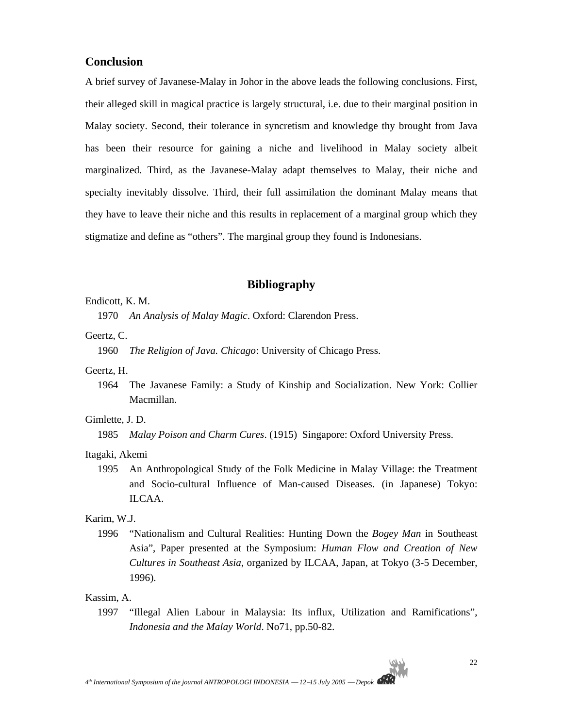## Conclusion

A brief survey of Javanese-Malay in Johor in the above leads the following conclusions. First, their alleged skill in magical practice is largely structural, i.e. due to their marginal position in Malay society. Second, their tolerance in syncretism and knowledge thy brought from Java has been their resource for gaining a niche and livelihood in Malay society albeit marginalized. Third, as the Javanese-Malay adapt themselves to Malay, their niche and specialty inevitably dissolve. Third, their full assimilation the dominant Malay means that they have to leave their niche and this results in replacement of a marginal group which they stigmatize and define as "others". The marginal group they found is Indonesians.

## Bibliography

Endicott, K. M.

1970 *An Analysis of Malay Magic*. Oxford: Clarendon Press.

Geertz, C.

1960 *The Religion of Java. Chicago*: University of Chicago Press.

Geertz, H.

1964 The Javanese Family: a Study of Kinship and Socialization. New York: Collier Macmillan.

Gimlette, J. D.

1985 *Malay Poison and Charm Cures*. (1915) Singapore: Oxford University Press.

Itagaki, Akemi

1995 An Anthropological Study of the Folk Medicine in Malay Village: the Treatment and Socio-cultural Influence of Man-caused Diseases. (in Japanese) Tokyo: ILCAA.

Karim, W.J.

1996 "Nationalism and Cultural Realities: Hunting Down the *Bogey Man* in Southeast Asia", Paper presented at the Symposium: *Human Flow and Creation of New Cultures in Southeast Asia*, organized by ILCAA, Japan, at Tokyo (3-5 December, 1996).

Kassim, A.

1997 "Illegal Alien Labour in Malaysia: Its influx, Utilization and Ramifications", *Indonesia and the Malay World*. No71, pp.50-82.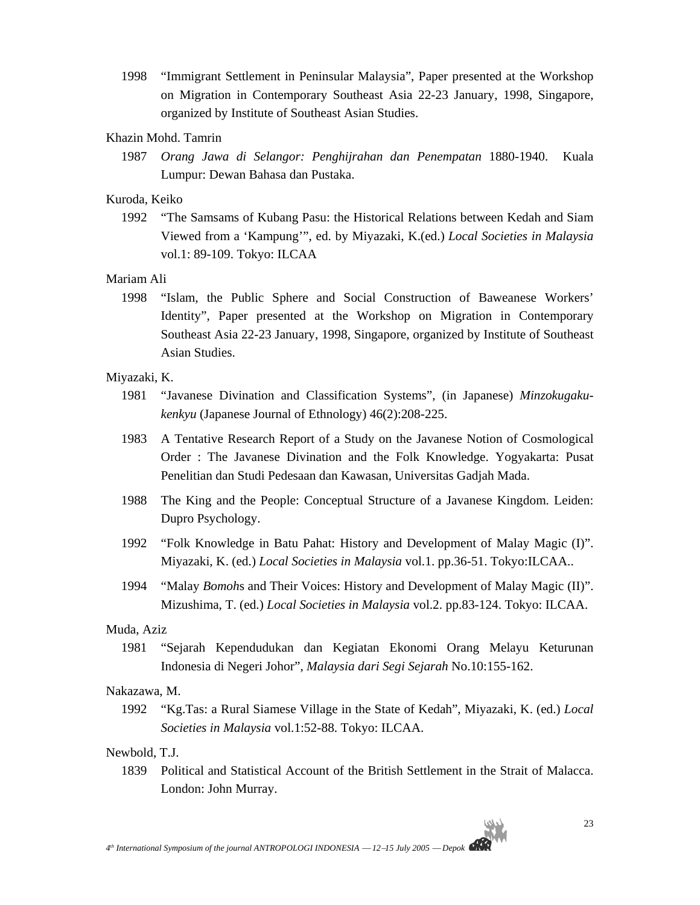1998 "Immigrant Settlement in Peninsular Malaysia", Paper presented at the Workshop on Migration in Contemporary Southeast Asia 22-23 January, 1998, Singapore, organized by Institute of Southeast Asian Studies.

Khazin Mohd. Tamrin

1987 *Orang Jawa di Selangor: Penghijrahan dan Penempatan* 1880-1940. Kuala Lumpur: Dewan Bahasa dan Pustaka.

Kuroda, Keiko

1992 "The Samsams of Kubang Pasu: the Historical Relations between Kedah and Siam Viewed from a 'Kampung'", ed. by Miyazaki, K.(ed.) *Local Societies in Malaysia* vol.1: 89-109. Tokyo: ILCAA

Mariam Ali

1998 "Islam, the Public Sphere and Social Construction of Baweanese Workers' Identity", Paper presented at the Workshop on Migration in Contemporary Southeast Asia 22-23 January, 1998, Singapore, organized by Institute of Southeast Asian Studies.

Miyazaki, K.

1981 "Javanese Divination and Classification Systems", (in Japanese) *Minzokugaku-kenkyu* (Japanese Journal of Ethnology) 46(2):208-225.

1983 A Tentative Research Report of a Study on the Javanese Notion of Cosmological Order : The Javanese Divination and the Folk Knowledge. Yogyakarta: Pusat Penelitian dan Studi Pedesaan dan Kawasan, Universitas Gadjah Mada.

1988 The King and the People: Conceptual Structure of a Javanese Kingdom. Leiden: Dupro Psychology.

1992 "Folk Knowledge in Batu Pahat: History and Development of Malay Magic (I)". Miyazaki, K. (ed.) *Local Societies in Malaysia* vol.1. pp.36-51. Tokyo:ILCAA..

1994 "Malay *Bomoh*s and Their Voices: History and Development of Malay Magic (II)". Mizushima, T. (ed.) *Local Societies in Malaysia* vol.2. pp.83-124. Tokyo: ILCAA.

Muda, Aziz

1981 "Sejarah Kependudukan dan Kegiatan Ekonomi Orang Melayu Keturunan Indonesia di Negeri Johor", *Malaysia dari Segi Sejarah* No.10:155-162.

Nakazawa, M.

1992 "Kg.Tas: a Rural Siamese Village in the State of Kedah", Miyazaki, K. (ed.) *Local Societies in Malaysia* vol.1:52-88. Tokyo: ILCAA.

Newbold, T.J.

1839 Political and Statistical Account of the British Settlement in the Strait of Malacca. London: John Murray.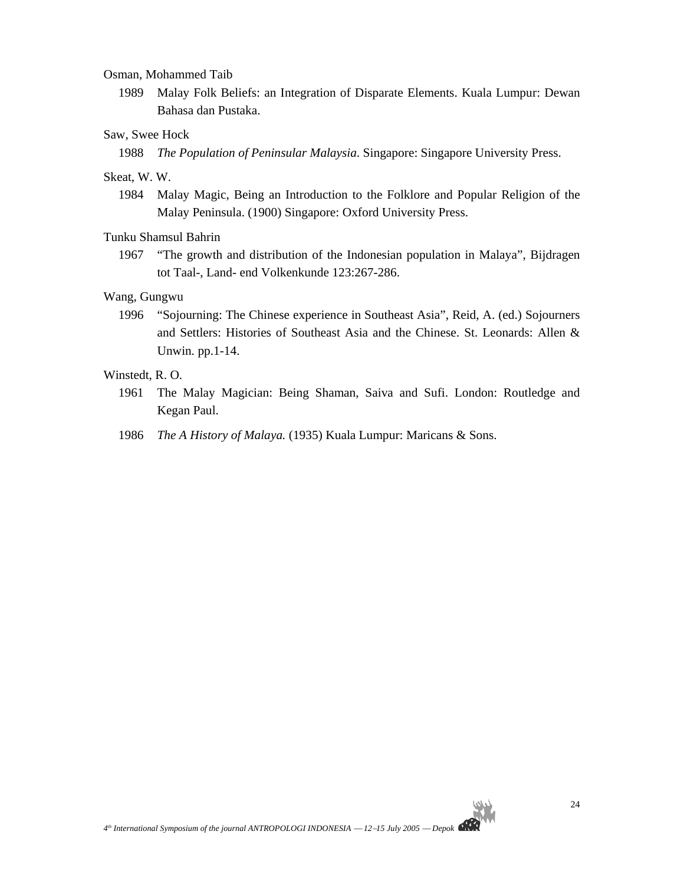Osman, Mohammed Taib

1989 Malay Folk Beliefs: an Integration of Disparate Elements. Kuala Lumpur: Dewan Bahasa dan Pustaka.

Saw, Swee Hock

1988 *The Population of Peninsular Malaysia*. Singapore: Singapore University Press.

Skeat, W. W.

1984 Malay Magic, Being an Introduction to the Folklore and Popular Religion of the Malay Peninsula. (1900) Singapore: Oxford University Press.

Tunku Shamsul Bahrin

1967 "The growth and distribution of the Indonesian population in Malaya", Bijdragen tot Taal-, Land- end Volkenkunde 123:267-286.

Wang, Gungwu

1996 "Sojourning: The Chinese experience in Southeast Asia", Reid, A. (ed.) Sojourners and Settlers: Histories of Southeast Asia and the Chinese. St. Leonards: Allen & Unwin. pp.1-14.

Winstedt, R. O.

1961 The Malay Magician: Being Shaman, Saiva and Sufi. London: Routledge and Kegan Paul.

1986 *The A History of Malaya.* (1935) Kuala Lumpur: Maricans & Sons.